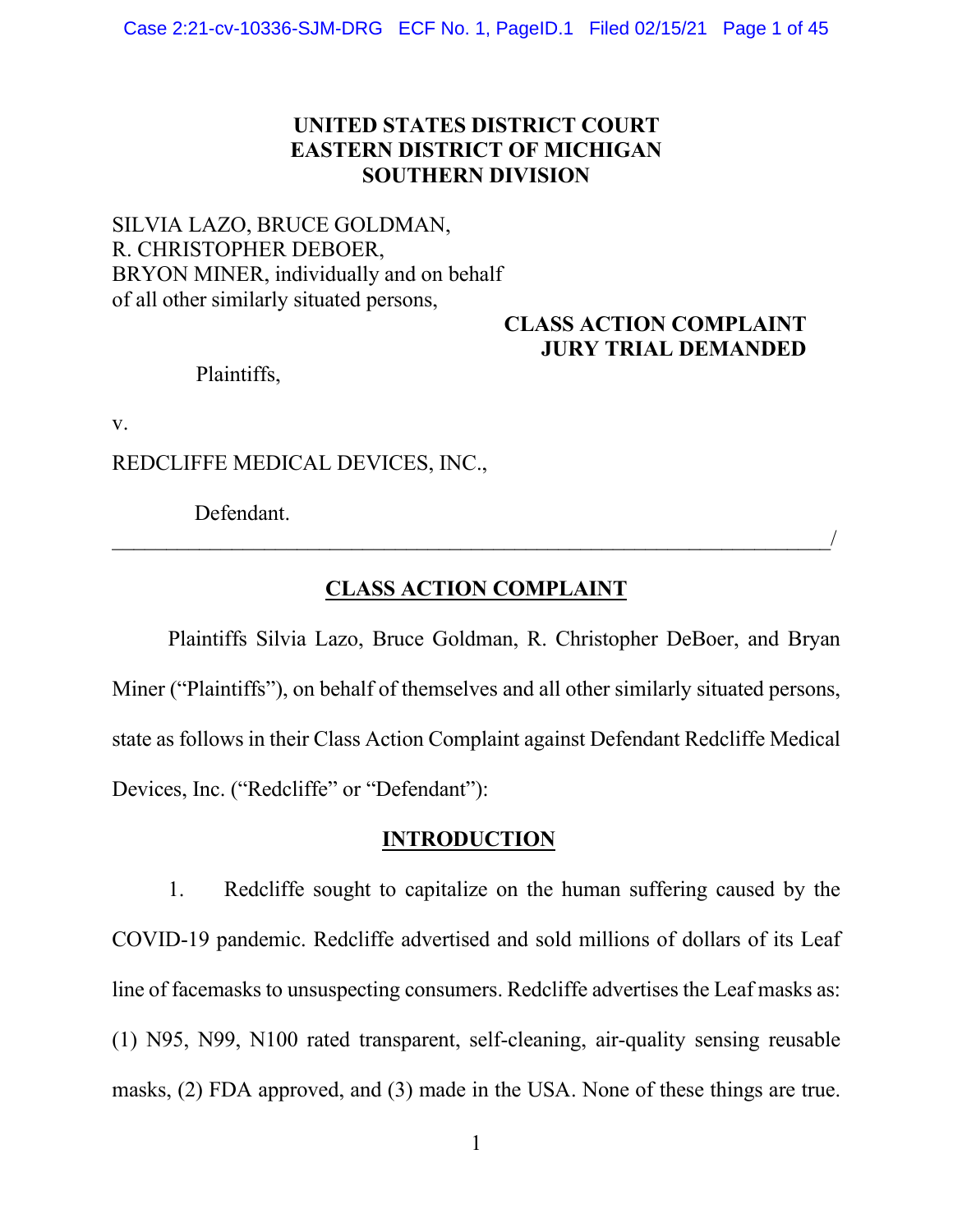# UNITED STATES DISTRICT COURT
# EASTERN DISTRICT OF MICHIGAN
# SOUTHERN DIVISION

SILVIA LAZO, BRUCE GOLDMAN,
R. CHRISTOPHER DEBOER,
BRYON MINER, individually and on behalf
of all other similarly situated persons,

**CLASS ACTION COMPLAINT**
**JURY TRIAL DEMANDED**

Plaintiffs,

v.

REDCLIFFE MEDICAL DEVICES, INC.,

Defendant.

_______________________________________________________________/

## CLASS ACTION COMPLAINT

Plaintiffs Silvia Lazo, Bruce Goldman, R. Christopher DeBoer, and Bryan Miner ("Plaintiffs"), on behalf of themselves and all other similarly situated persons, state as follows in their Class Action Complaint against Defendant Redcliffe Medical Devices, Inc. ("Redcliffe" or "Defendant"):

## INTRODUCTION

1. Redcliffe sought to capitalize on the human suffering caused by the COVID-19 pandemic. Redcliffe advertised and sold millions of dollars of its Leaf line of facemasks to unsuspecting consumers. Redcliffe advertises the Leaf masks as: (1) N95, N99, N100 rated transparent, self-cleaning, air-quality sensing reusable masks, (2) FDA approved, and (3) made in the USA. None of these things are true.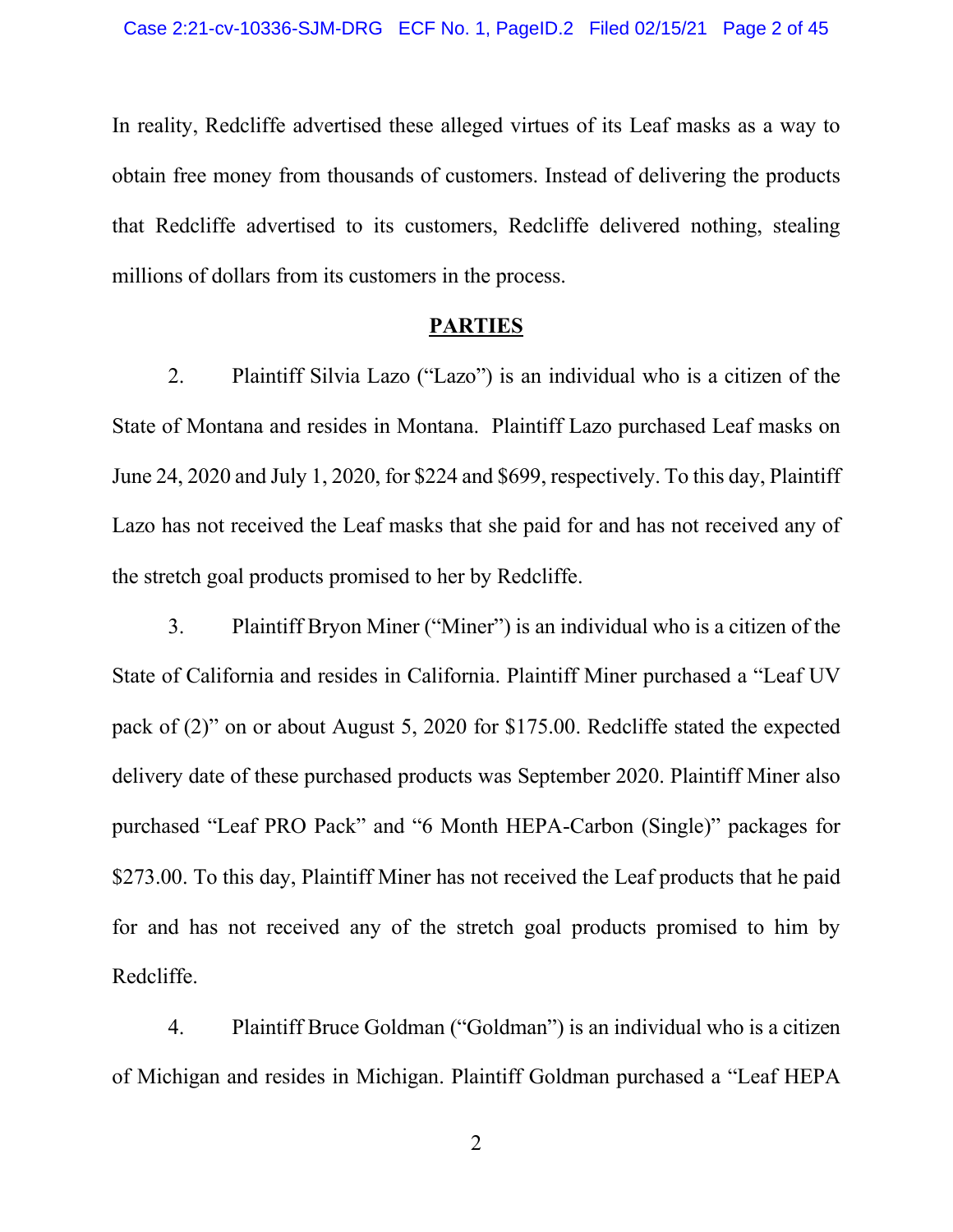In reality, Redcliffe advertised these alleged virtues of its Leaf masks as a way to obtain free money from thousands of customers. Instead of delivering the products that Redcliffe advertised to its customers, Redcliffe delivered nothing, stealing millions of dollars from its customers in the process.

## PARTIES

2. Plaintiff Silvia Lazo ("Lazo") is an individual who is a citizen of the State of Montana and resides in Montana. Plaintiff Lazo purchased Leaf masks on June 24, 2020 and July 1, 2020, for $224 and $699, respectively. To this day, Plaintiff Lazo has not received the Leaf masks that she paid for and has not received any of the stretch goal products promised to her by Redcliffe.

3. Plaintiff Bryon Miner ("Miner") is an individual who is a citizen of the State of California and resides in California. Plaintiff Miner purchased a "Leaf UV pack of (2)" on or about August 5, 2020 for $175.00. Redcliffe stated the expected delivery date of these purchased products was September 2020. Plaintiff Miner also purchased "Leaf PRO Pack" and "6 Month HEPA-Carbon (Single)" packages for $273.00. To this day, Plaintiff Miner has not received the Leaf products that he paid for and has not received any of the stretch goal products promised to him by Redcliffe.

4. Plaintiff Bruce Goldman ("Goldman") is an individual who is a citizen of Michigan and resides in Michigan. Plaintiff Goldman purchased a "Leaf HEPA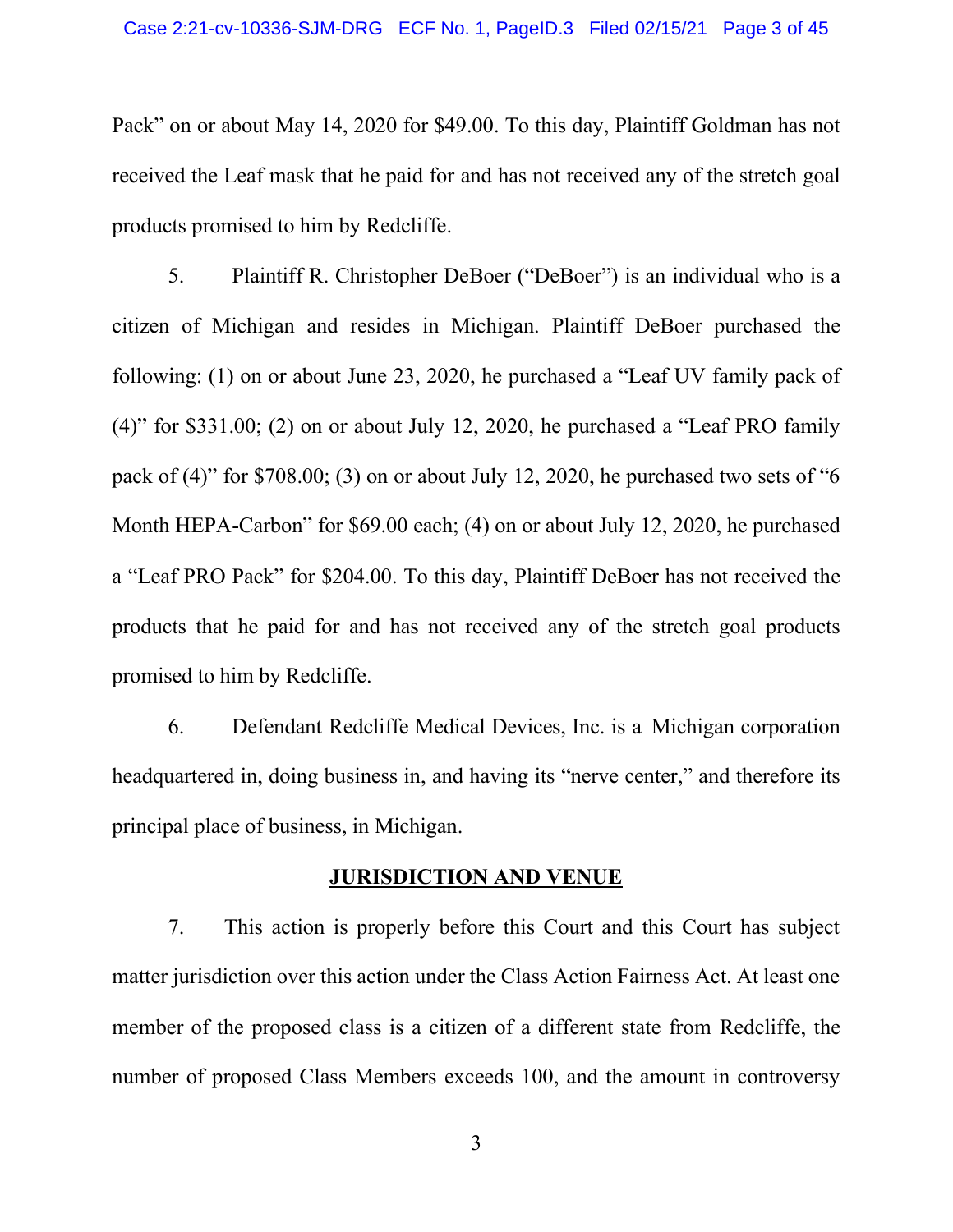Pack" on or about May 14, 2020 for $49.00. To this day, Plaintiff Goldman has not received the Leaf mask that he paid for and has not received any of the stretch goal products promised to him by Redcliffe.

5. Plaintiff R. Christopher DeBoer ("DeBoer") is an individual who is a citizen of Michigan and resides in Michigan. Plaintiff DeBoer purchased the following: (1) on or about June 23, 2020, he purchased a "Leaf UV family pack of (4)" for $331.00; (2) on or about July 12, 2020, he purchased a "Leaf PRO family pack of (4)" for $708.00; (3) on or about July 12, 2020, he purchased two sets of "6 Month HEPA-Carbon" for $69.00 each; (4) on or about July 12, 2020, he purchased a "Leaf PRO Pack" for $204.00. To this day, Plaintiff DeBoer has not received the products that he paid for and has not received any of the stretch goal products promised to him by Redcliffe.

6. Defendant Redcliffe Medical Devices, Inc. is a Michigan corporation headquartered in, doing business in, and having its "nerve center," and therefore its principal place of business, in Michigan.

## JURISDICTION AND VENUE

7. This action is properly before this Court and this Court has subject matter jurisdiction over this action under the Class Action Fairness Act. At least one member of the proposed class is a citizen of a different state from Redcliffe, the number of proposed Class Members exceeds 100, and the amount in controversy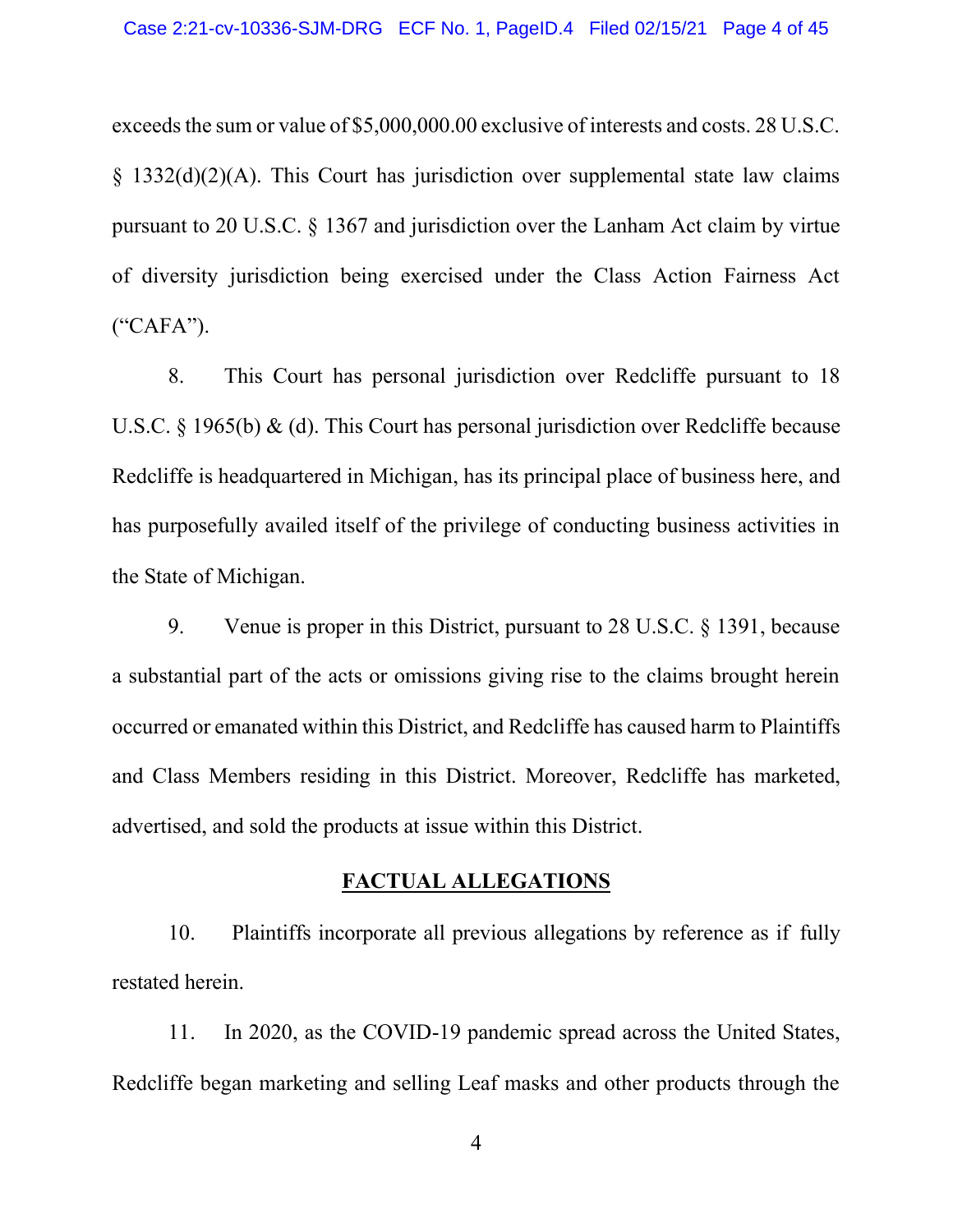exceeds the sum or value of $5,000,000.00 exclusive of interests and costs. 28 U.S.C. § 1332(d)(2)(A). This Court has jurisdiction over supplemental state law claims pursuant to 20 U.S.C. § 1367 and jurisdiction over the Lanham Act claim by virtue of diversity jurisdiction being exercised under the Class Action Fairness Act ("CAFA").

8. This Court has personal jurisdiction over Redcliffe pursuant to 18 U.S.C. § 1965(b) & (d). This Court has personal jurisdiction over Redcliffe because Redcliffe is headquartered in Michigan, has its principal place of business here, and has purposefully availed itself of the privilege of conducting business activities in the State of Michigan.

9. Venue is proper in this District, pursuant to 28 U.S.C. § 1391, because a substantial part of the acts or omissions giving rise to the claims brought herein occurred or emanated within this District, and Redcliffe has caused harm to Plaintiffs and Class Members residing in this District. Moreover, Redcliffe has marketed, advertised, and sold the products at issue within this District.

## FACTUAL ALLEGATIONS

10. Plaintiffs incorporate all previous allegations by reference as if fully restated herein.

11. In 2020, as the COVID-19 pandemic spread across the United States, Redcliffe began marketing and selling Leaf masks and other products through the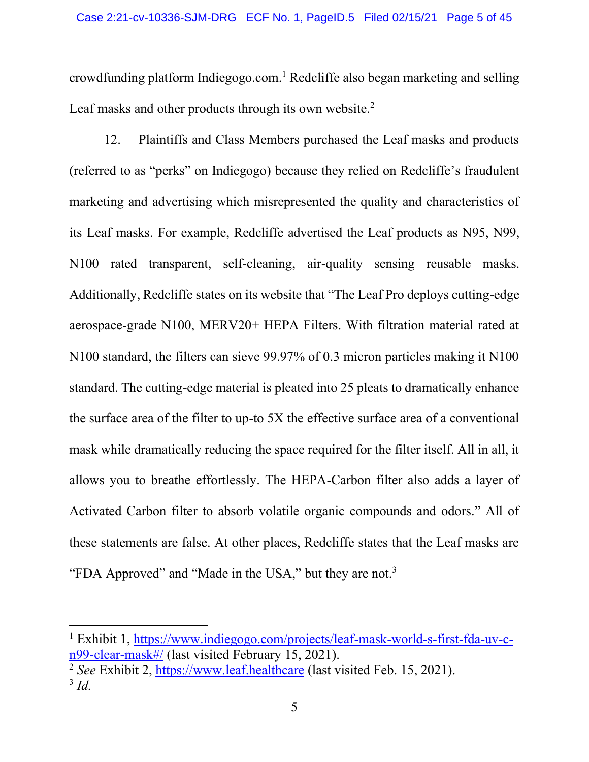crowdfunding platform Indiegogo.com.[1] Redcliffe also began marketing and selling Leaf masks and other products through its own website.[2]

12. Plaintiffs and Class Members purchased the Leaf masks and products (referred to as "perks" on Indiegogo) because they relied on Redcliffe's fraudulent marketing and advertising which misrepresented the quality and characteristics of its Leaf masks. For example, Redcliffe advertised the Leaf products as N95, N99, N100 rated transparent, self-cleaning, air-quality sensing reusable masks. Additionally, Redcliffe states on its website that "The Leaf Pro deploys cutting-edge aerospace-grade N100, MERV20+ HEPA Filters. With filtration material rated at N100 standard, the filters can sieve 99.97% of 0.3 micron particles making it N100 standard. The cutting-edge material is pleated into 25 pleats to dramatically enhance the surface area of the filter to up-to 5X the effective surface area of a conventional mask while dramatically reducing the space required for the filter itself. All in all, it allows you to breathe effortlessly. The HEPA-Carbon filter also adds a layer of Activated Carbon filter to absorb volatile organic compounds and odors." All of these statements are false. At other places, Redcliffe states that the Leaf masks are "FDA Approved" and "Made in the USA," but they are not.[3]

---

[1] Exhibit 1, https://www.indiegogo.com/projects/leaf-mask-world-s-first-fda-uv-c-n99-clear-mask#/ (last visited February 15, 2021).

[2] *See* Exhibit 2, https://www.leaf.healthcare (last visited Feb. 15, 2021).

[3] *Id.*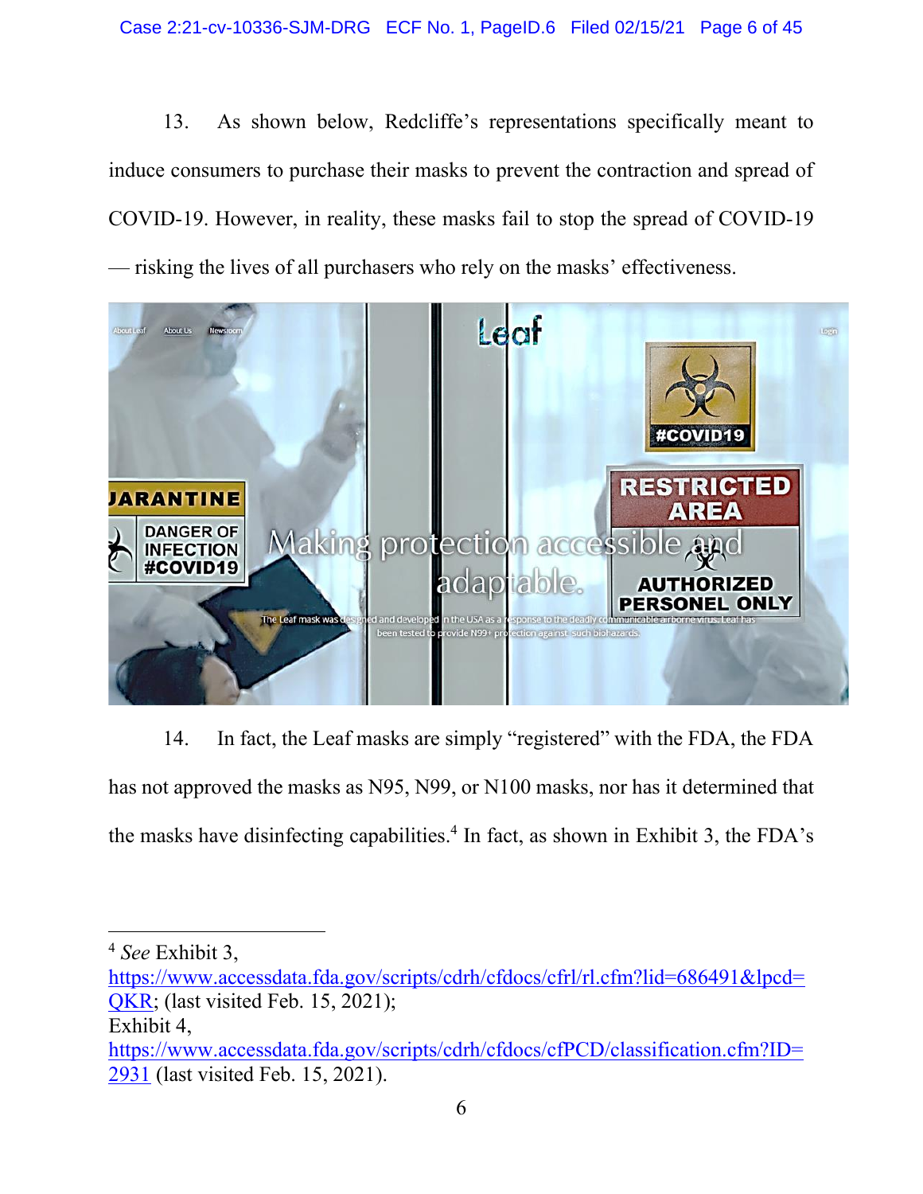13. As shown below, Redcliffe's representations specifically meant to induce consumers to purchase their masks to prevent the contraction and spread of COVID-19. However, in reality, these masks fail to stop the spread of COVID-19 — risking the lives of all purchasers who rely on the masks' effectiveness.

14. In fact, the Leaf masks are simply "registered" with the FDA, the FDA has not approved the masks as N95, N99, or N100 masks, nor has it determined that the masks have disinfecting capabilities.[4] In fact, as shown in Exhibit 3, the FDA's

---

[4] *See* Exhibit 3, https://www.accessdata.fda.gov/scripts/cdrh/cfdocs/cfrl/rl.cfm?lid=686491&lpcd=QKR; (last visited Feb. 15, 2021);
Exhibit 4, https://www.accessdata.fda.gov/scripts/cdrh/cfdocs/cfPCD/classification.cfm?ID=2931 (last visited Feb. 15, 2021).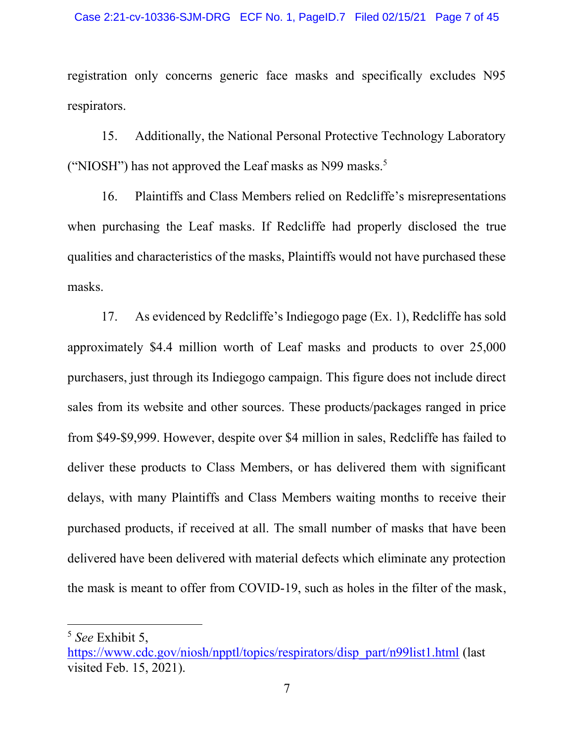registration only concerns generic face masks and specifically excludes N95 respirators.

15. Additionally, the National Personal Protective Technology Laboratory ("NIOSH") has not approved the Leaf masks as N99 masks.[5]

16. Plaintiffs and Class Members relied on Redcliffe's misrepresentations when purchasing the Leaf masks. If Redcliffe had properly disclosed the true qualities and characteristics of the masks, Plaintiffs would not have purchased these masks.

17. As evidenced by Redcliffe's Indiegogo page (Ex. 1), Redcliffe has sold approximately $4.4 million worth of Leaf masks and products to over 25,000 purchasers, just through its Indiegogo campaign. This figure does not include direct sales from its website and other sources. These products/packages ranged in price from $49-$9,999. However, despite over $4 million in sales, Redcliffe has failed to deliver these products to Class Members, or has delivered them with significant delays, with many Plaintiffs and Class Members waiting months to receive their purchased products, if received at all. The small number of masks that have been delivered have been delivered with material defects which eliminate any protection the mask is meant to offer from COVID-19, such as holes in the filter of the mask,

---

[5] *See* Exhibit 5, https://www.cdc.gov/niosh/npptl/topics/respirators/disp_part/n99list1.html (last visited Feb. 15, 2021).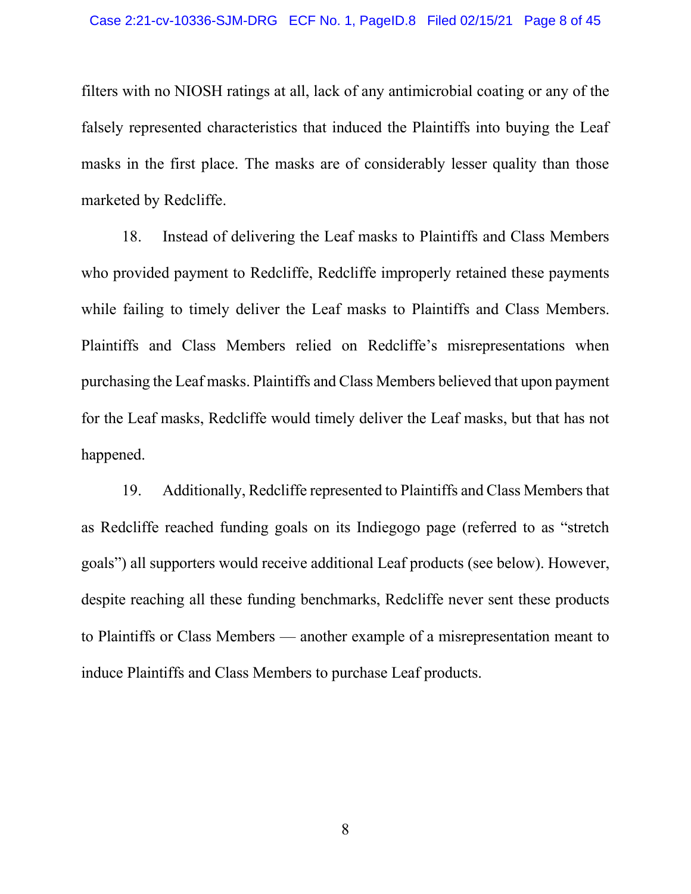filters with no NIOSH ratings at all, lack of any antimicrobial coating or any of the falsely represented characteristics that induced the Plaintiffs into buying the Leaf masks in the first place. The masks are of considerably lesser quality than those marketed by Redcliffe.

18. Instead of delivering the Leaf masks to Plaintiffs and Class Members who provided payment to Redcliffe, Redcliffe improperly retained these payments while failing to timely deliver the Leaf masks to Plaintiffs and Class Members. Plaintiffs and Class Members relied on Redcliffe's misrepresentations when purchasing the Leaf masks. Plaintiffs and Class Members believed that upon payment for the Leaf masks, Redcliffe would timely deliver the Leaf masks, but that has not happened.

19. Additionally, Redcliffe represented to Plaintiffs and Class Members that as Redcliffe reached funding goals on its Indiegogo page (referred to as "stretch goals") all supporters would receive additional Leaf products (see below). However, despite reaching all these funding benchmarks, Redcliffe never sent these products to Plaintiffs or Class Members — another example of a misrepresentation meant to induce Plaintiffs and Class Members to purchase Leaf products.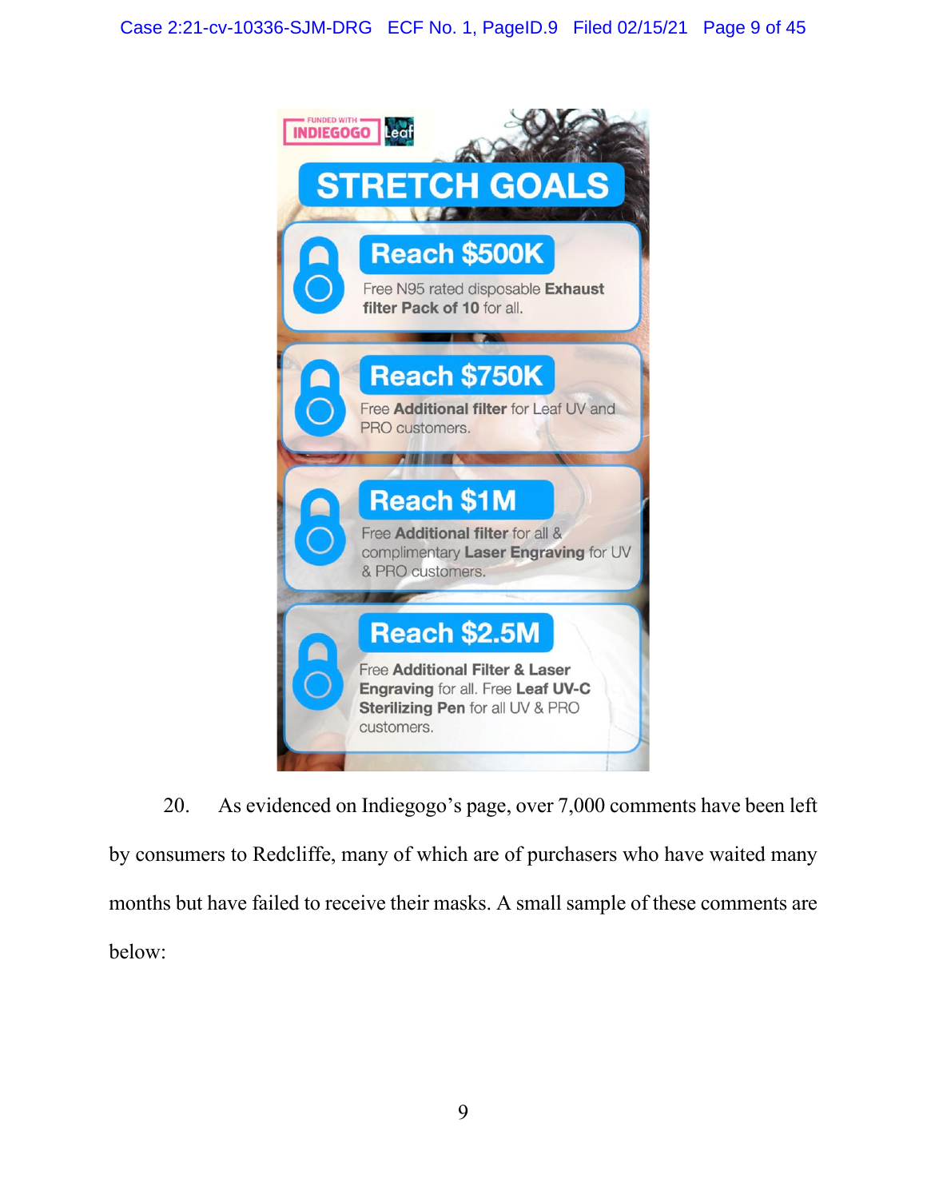FUNDED WITH INDIEGOGO Leaf

**STRETCH GOALS**

**Reach $500K**
Free N95 rated disposable **Exhaust filter Pack of 10** for all.

**Reach $750K**
Free **Additional filter** for Leaf UV and PRO customers.

**Reach $1M**
Free **Additional filter** for all & complimentary **Laser Engraving** for UV & PRO customers.

**Reach $2.5M**
Free **Additional Filter & Laser Engraving** for all. Free **Leaf UV-C Sterilizing Pen** for all UV & PRO customers.

20. As evidenced on Indiegogo's page, over 7,000 comments have been left by consumers to Redcliffe, many of which are of purchasers who have waited many months but have failed to receive their masks. A small sample of these comments are below: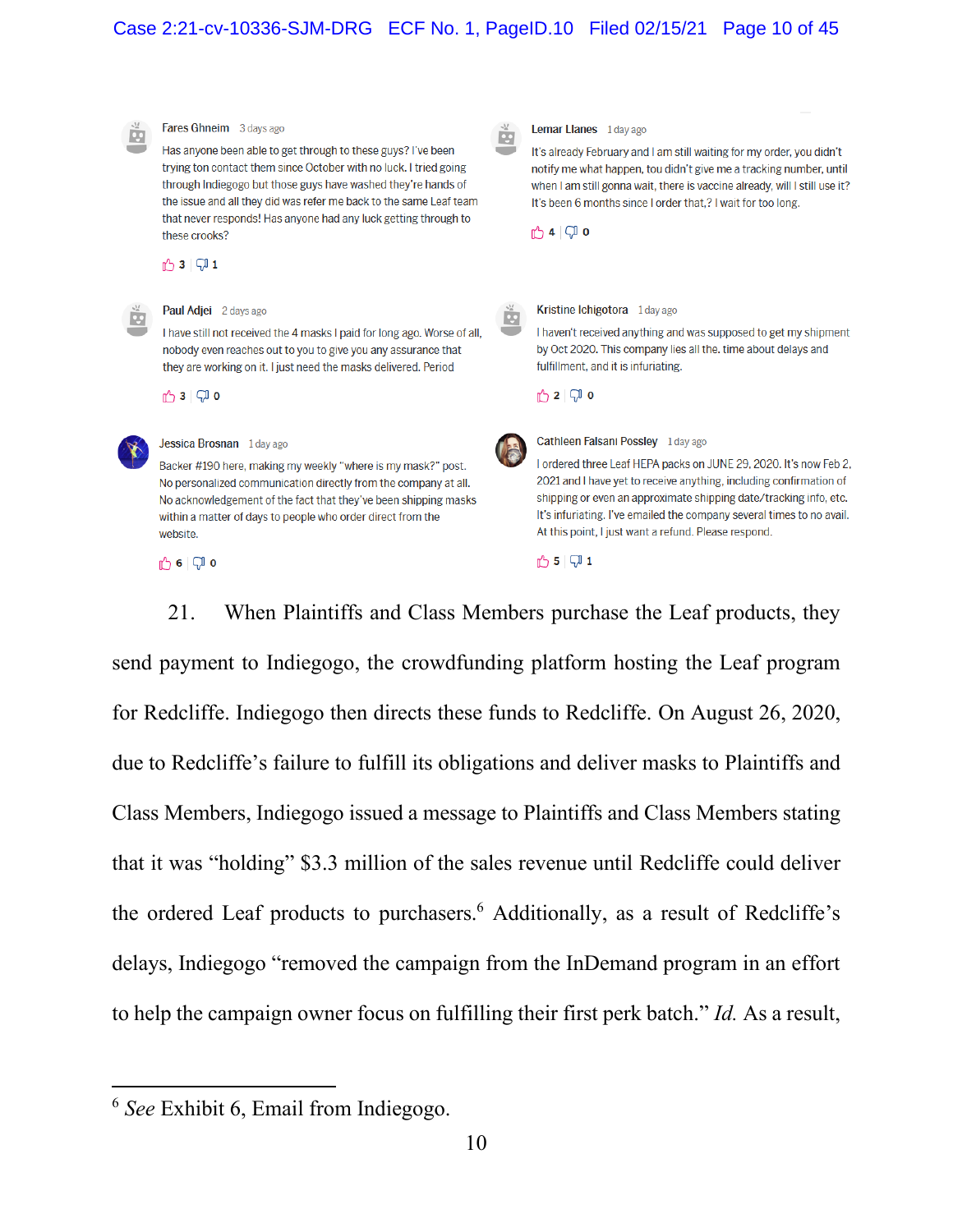**Fares Ghneim** 3 days ago

Has anyone been able to get through to these guys? I've been trying ton contact them since October with no luck. I tried going through Indiegogo but those guys have washed they're hands of the issue and all they did was refer me back to the same Leaf team that never responds! Has anyone had any luck getting through to these crooks?

3 | 1

**Lemar Llanes** 1 day ago

It's already February and I am still waiting for my order, you didn't notify me what happen, tou didn't give me a tracking number, until when I am still gonna wait, there is vaccine already, will I still use it? It's been 6 months since I order that,? I wait for too long.

4 | 0

**Paul Adjei** 2 days ago

I have still not received the 4 masks I paid for long ago. Worse of all, nobody even reaches out to you to give you any assurance that they are working on it. I just need the masks delivered. Period

3 | 0

**Kristine Ichigotora** 1 day ago

I haven't received anything and was supposed to get my shipment by Oct 2020. This company lies all the. time about delays and fulfillment, and it is infuriating.

2 | 0

**Jessica Brosnan** 1 day ago

Backer #190 here, making my weekly "where is my mask?" post. No personalized communication directly from the company at all. No acknowledgement of the fact that they've been shipping masks within a matter of days to people who order direct from the website.

6 | 0

**Cathleen Falsani Possley** 1 day ago

I ordered three Leaf HEPA packs on JUNE 29, 2020. It's now Feb 2, 2021 and I have yet to receive anything, including confirmation of shipping or even an approximate shipping date/tracking info, etc. It's infuriating. I've emailed the company several times to no avail. At this point, I just want a refund. Please respond.

5 | 1

21. When Plaintiffs and Class Members purchase the Leaf products, they send payment to Indiegogo, the crowdfunding platform hosting the Leaf program for Redcliffe. Indiegogo then directs these funds to Redcliffe. On August 26, 2020, due to Redcliffe's failure to fulfill its obligations and deliver masks to Plaintiffs and Class Members, Indiegogo issued a message to Plaintiffs and Class Members stating that it was "holding" $3.3 million of the sales revenue until Redcliffe could deliver the ordered Leaf products to purchasers.[6] Additionally, as a result of Redcliffe's delays, Indiegogo "removed the campaign from the InDemand program in an effort to help the campaign owner focus on fulfilling their first perk batch." *Id.* As a result,

---

[6] *See* Exhibit 6, Email from Indiegogo.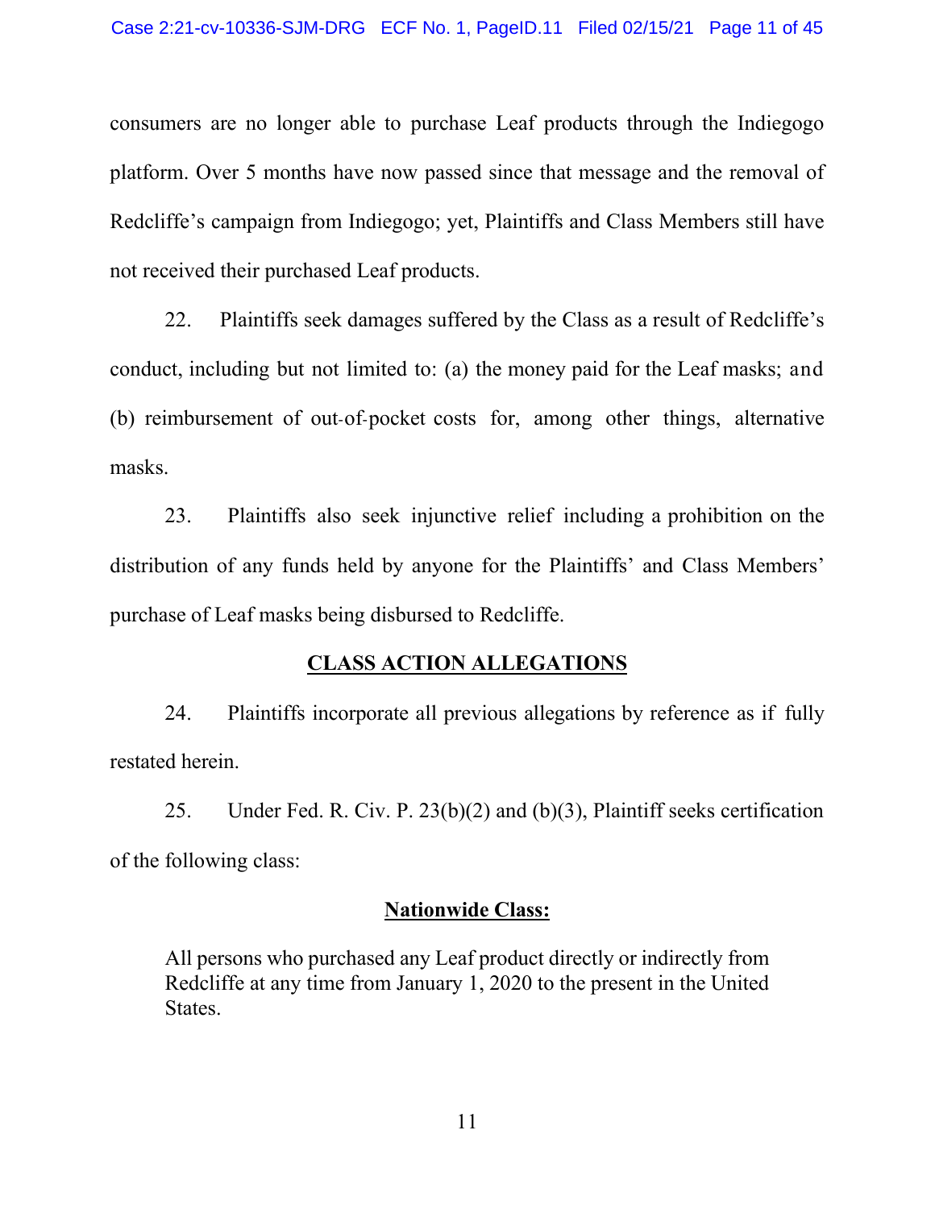consumers are no longer able to purchase Leaf products through the Indiegogo platform. Over 5 months have now passed since that message and the removal of Redcliffe's campaign from Indiegogo; yet, Plaintiffs and Class Members still have not received their purchased Leaf products.

22. Plaintiffs seek damages suffered by the Class as a result of Redcliffe's conduct, including but not limited to: (a) the money paid for the Leaf masks; and (b) reimbursement of out-of-pocket costs for, among other things, alternative masks.

23. Plaintiffs also seek injunctive relief including a prohibition on the distribution of any funds held by anyone for the Plaintiffs' and Class Members' purchase of Leaf masks being disbursed to Redcliffe.

## CLASS ACTION ALLEGATIONS

24. Plaintiffs incorporate all previous allegations by reference as if fully restated herein.

25. Under Fed. R. Civ. P. 23(b)(2) and (b)(3), Plaintiff seeks certification of the following class:

### Nationwide Class:

> All persons who purchased any Leaf product directly or indirectly from Redcliffe at any time from January 1, 2020 to the present in the United States.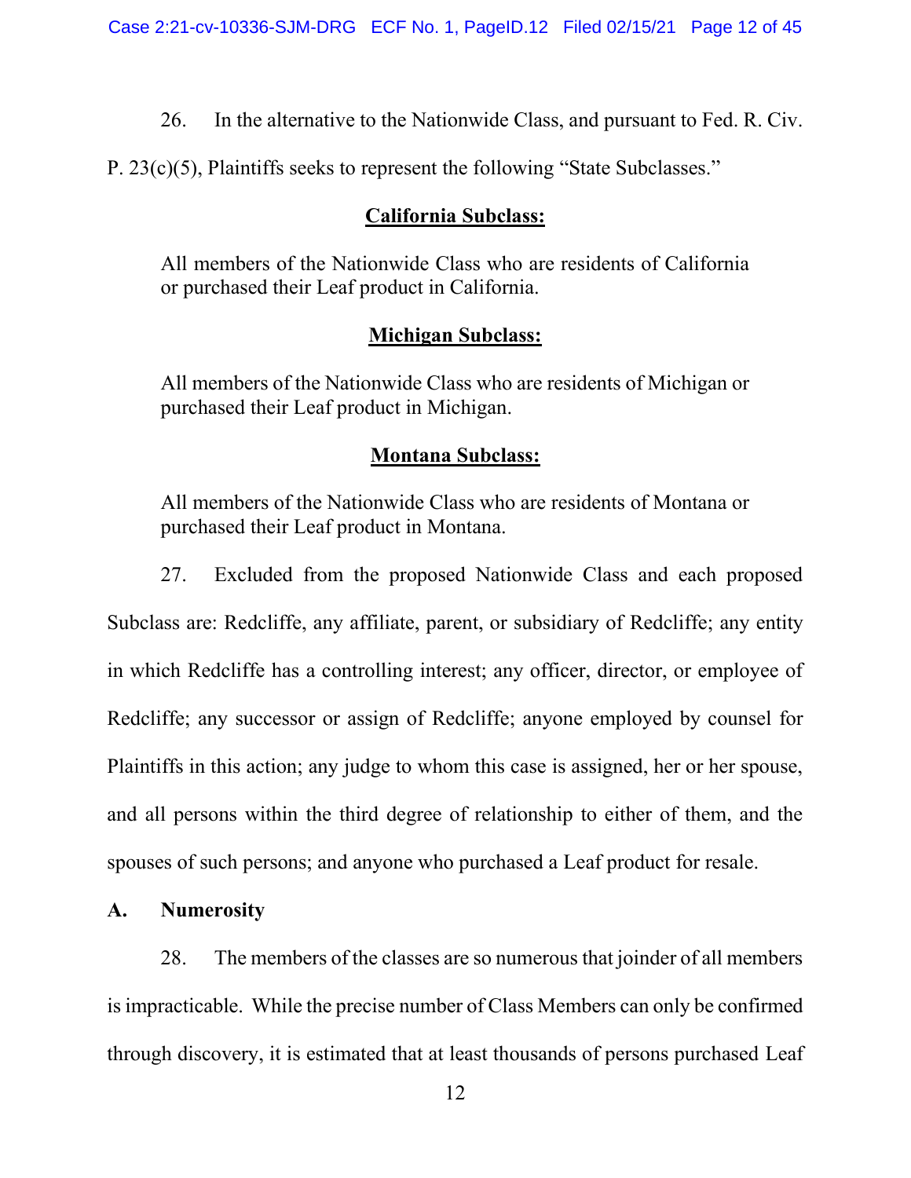26. In the alternative to the Nationwide Class, and pursuant to Fed. R. Civ. P. 23(c)(5), Plaintiffs seeks to represent the following "State Subclasses."

**California Subclass:**

> All members of the Nationwide Class who are residents of California or purchased their Leaf product in California.

**Michigan Subclass:**

> All members of the Nationwide Class who are residents of Michigan or purchased their Leaf product in Michigan.

**Montana Subclass:**

> All members of the Nationwide Class who are residents of Montana or purchased their Leaf product in Montana.

27. Excluded from the proposed Nationwide Class and each proposed Subclass are: Redcliffe, any affiliate, parent, or subsidiary of Redcliffe; any entity in which Redcliffe has a controlling interest; any officer, director, or employee of Redcliffe; any successor or assign of Redcliffe; anyone employed by counsel for Plaintiffs in this action; any judge to whom this case is assigned, her or her spouse, and all persons within the third degree of relationship to either of them, and the spouses of such persons; and anyone who purchased a Leaf product for resale.

### A. Numerosity

28. The members of the classes are so numerous that joinder of all members is impracticable. While the precise number of Class Members can only be confirmed through discovery, it is estimated that at least thousands of persons purchased Leaf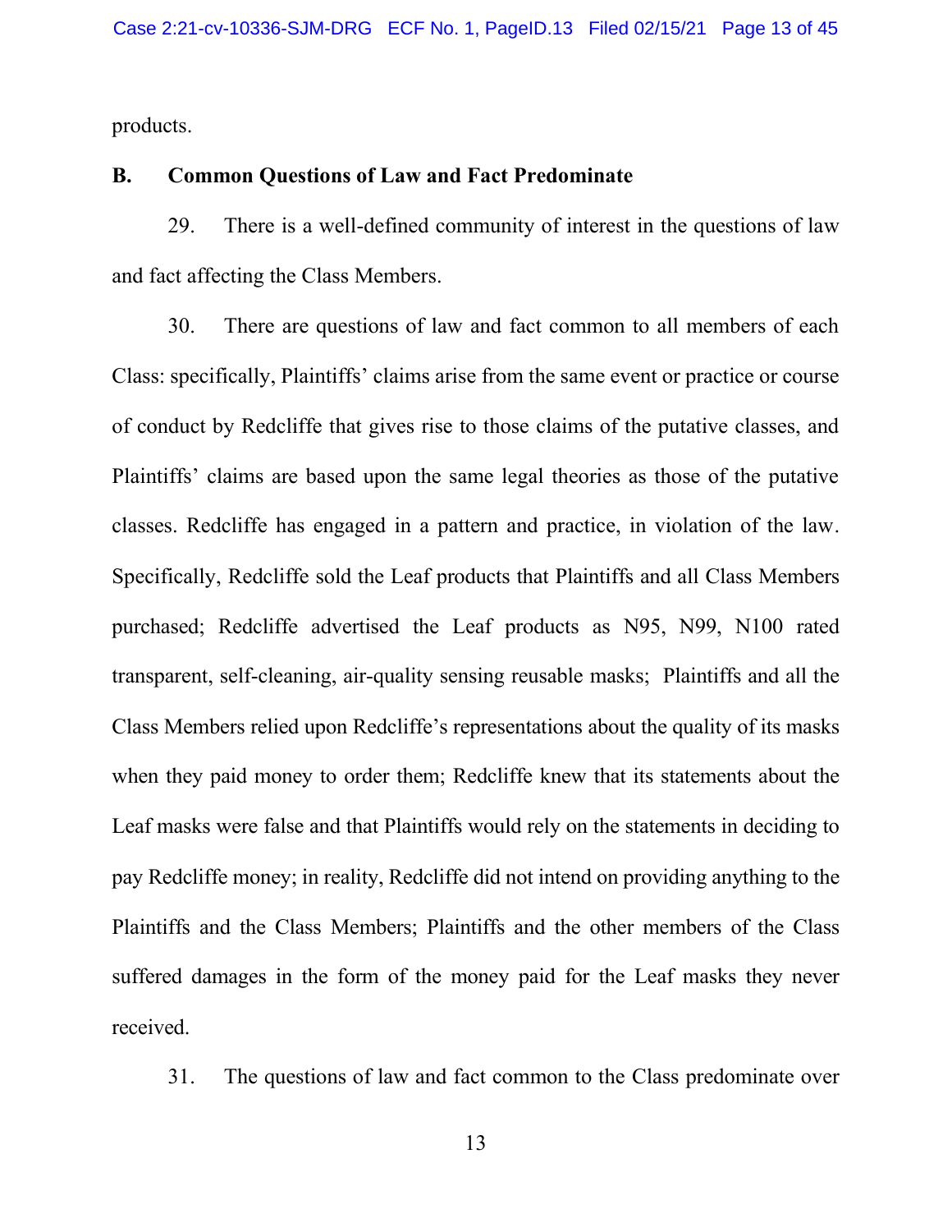products.

### B. Common Questions of Law and Fact Predominate

29. There is a well-defined community of interest in the questions of law and fact affecting the Class Members.

30. There are questions of law and fact common to all members of each Class: specifically, Plaintiffs' claims arise from the same event or practice or course of conduct by Redcliffe that gives rise to those claims of the putative classes, and Plaintiffs' claims are based upon the same legal theories as those of the putative classes. Redcliffe has engaged in a pattern and practice, in violation of the law. Specifically, Redcliffe sold the Leaf products that Plaintiffs and all Class Members purchased; Redcliffe advertised the Leaf products as N95, N99, N100 rated transparent, self-cleaning, air-quality sensing reusable masks; Plaintiffs and all the Class Members relied upon Redcliffe's representations about the quality of its masks when they paid money to order them; Redcliffe knew that its statements about the Leaf masks were false and that Plaintiffs would rely on the statements in deciding to pay Redcliffe money; in reality, Redcliffe did not intend on providing anything to the Plaintiffs and the Class Members; Plaintiffs and the other members of the Class suffered damages in the form of the money paid for the Leaf masks they never received.

31. The questions of law and fact common to the Class predominate over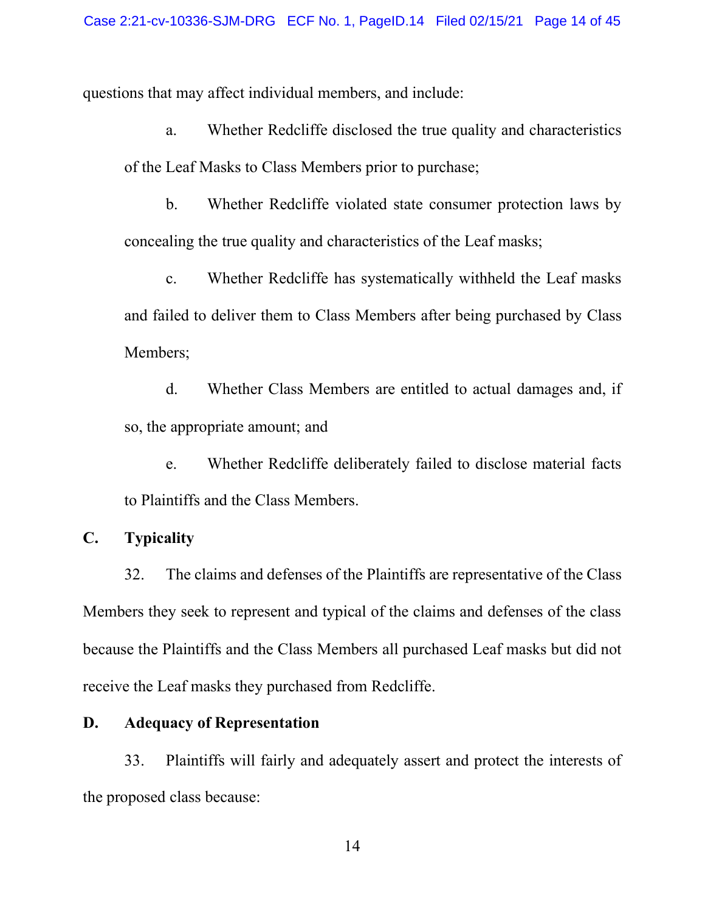questions that may affect individual members, and include:

a. Whether Redcliffe disclosed the true quality and characteristics of the Leaf Masks to Class Members prior to purchase;

b. Whether Redcliffe violated state consumer protection laws by concealing the true quality and characteristics of the Leaf masks;

c. Whether Redcliffe has systematically withheld the Leaf masks and failed to deliver them to Class Members after being purchased by Class Members;

d. Whether Class Members are entitled to actual damages and, if so, the appropriate amount; and

e. Whether Redcliffe deliberately failed to disclose material facts to Plaintiffs and the Class Members.

## C. Typicality

32. The claims and defenses of the Plaintiffs are representative of the Class Members they seek to represent and typical of the claims and defenses of the class because the Plaintiffs and the Class Members all purchased Leaf masks but did not receive the Leaf masks they purchased from Redcliffe.

## D. Adequacy of Representation

33. Plaintiffs will fairly and adequately assert and protect the interests of the proposed class because: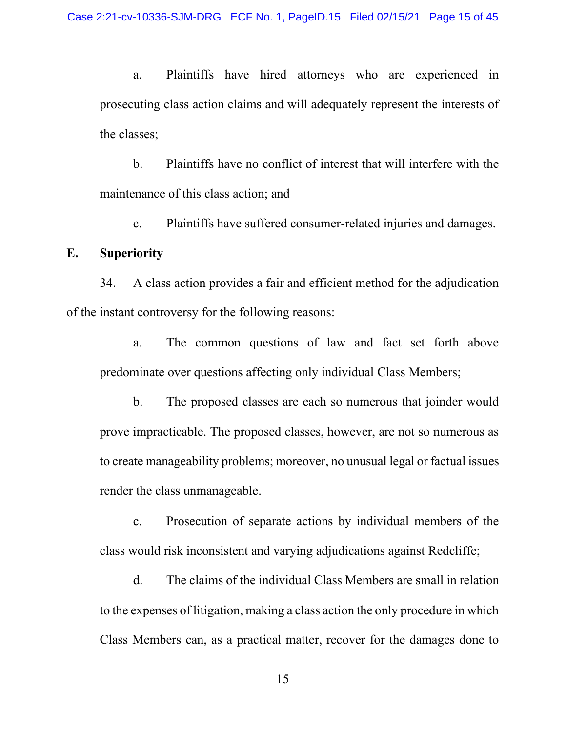a. Plaintiffs have hired attorneys who are experienced in prosecuting class action claims and will adequately represent the interests of the classes;

b. Plaintiffs have no conflict of interest that will interfere with the maintenance of this class action; and

c. Plaintiffs have suffered consumer-related injuries and damages.

**E. Superiority**

34. A class action provides a fair and efficient method for the adjudication of the instant controversy for the following reasons:

a. The common questions of law and fact set forth above predominate over questions affecting only individual Class Members;

b. The proposed classes are each so numerous that joinder would prove impracticable. The proposed classes, however, are not so numerous as to create manageability problems; moreover, no unusual legal or factual issues render the class unmanageable.

c. Prosecution of separate actions by individual members of the class would risk inconsistent and varying adjudications against Redcliffe;

d. The claims of the individual Class Members are small in relation to the expenses of litigation, making a class action the only procedure in which Class Members can, as a practical matter, recover for the damages done to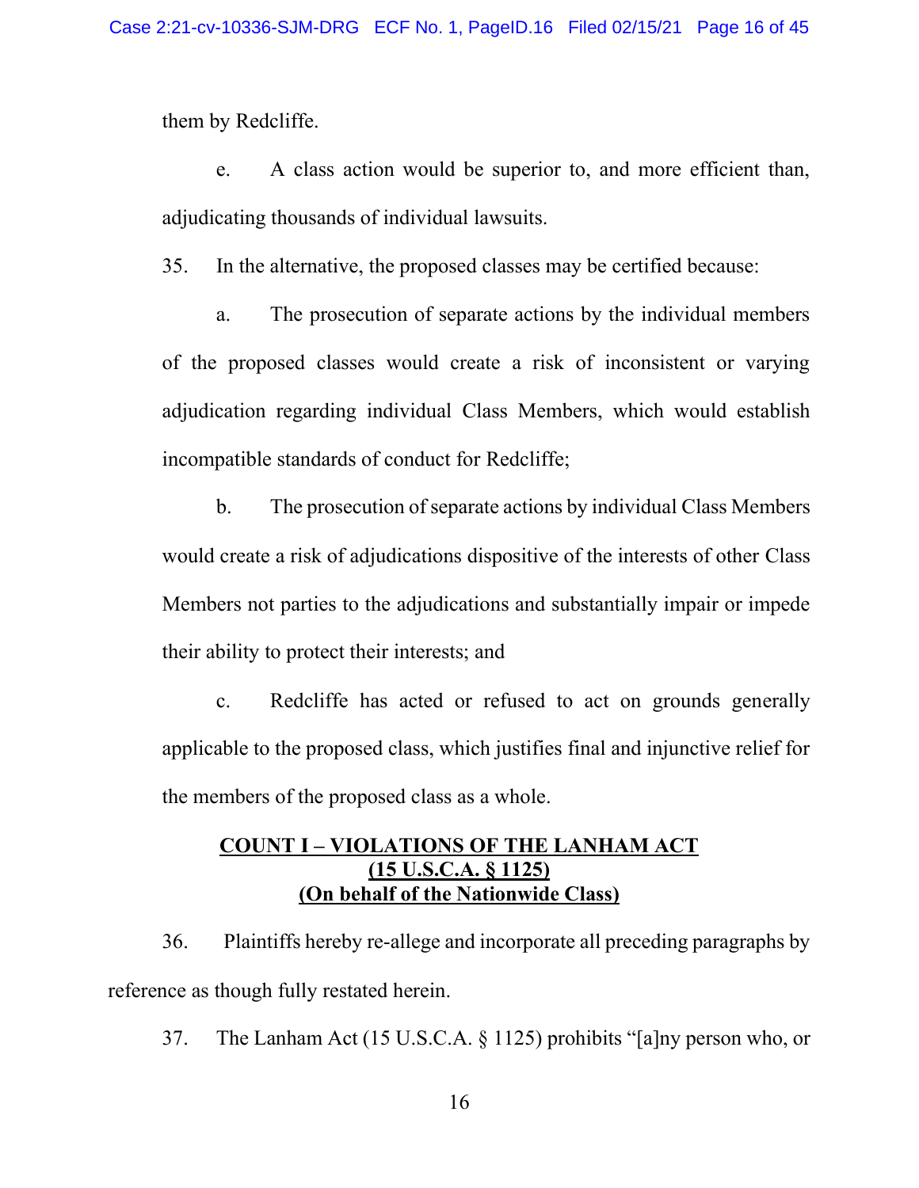them by Redcliffe.

e. A class action would be superior to, and more efficient than, adjudicating thousands of individual lawsuits.

35. In the alternative, the proposed classes may be certified because:

a. The prosecution of separate actions by the individual members of the proposed classes would create a risk of inconsistent or varying adjudication regarding individual Class Members, which would establish incompatible standards of conduct for Redcliffe;

b. The prosecution of separate actions by individual Class Members would create a risk of adjudications dispositive of the interests of other Class Members not parties to the adjudications and substantially impair or impede their ability to protect their interests; and

c. Redcliffe has acted or refused to act on grounds generally applicable to the proposed class, which justifies final and injunctive relief for the members of the proposed class as a whole.

## COUNT I – VIOLATIONS OF THE LANHAM ACT (15 U.S.C.A. § 1125) (On behalf of the Nationwide Class)

36. Plaintiffs hereby re-allege and incorporate all preceding paragraphs by reference as though fully restated herein.

37. The Lanham Act (15 U.S.C.A. § 1125) prohibits "[a]ny person who, or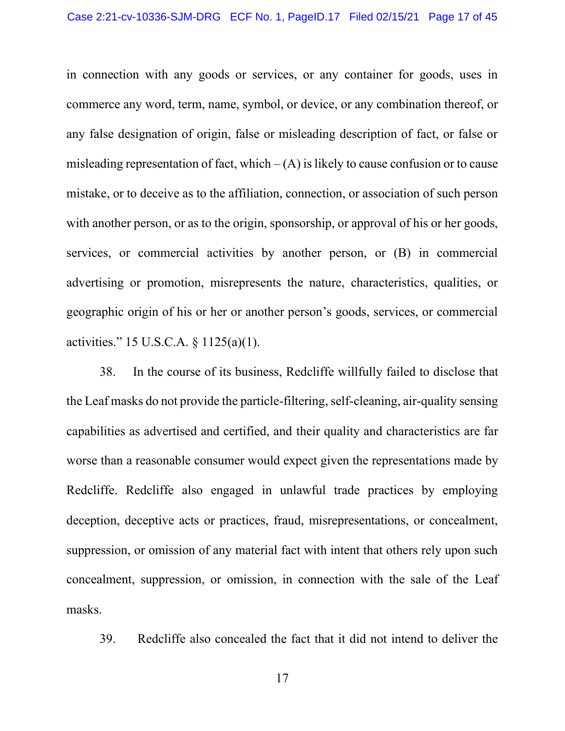in connection with any goods or services, or any container for goods, uses in commerce any word, term, name, symbol, or device, or any combination thereof, or any false designation of origin, false or misleading description of fact, or false or misleading representation of fact, which – (A) is likely to cause confusion or to cause mistake, or to deceive as to the affiliation, connection, or association of such person with another person, or as to the origin, sponsorship, or approval of his or her goods, services, or commercial activities by another person, or (B) in commercial advertising or promotion, misrepresents the nature, characteristics, qualities, or geographic origin of his or her or another person's goods, services, or commercial activities." 15 U.S.C.A. § 1125(a)(1).

38. In the course of its business, Redcliffe willfully failed to disclose that the Leaf masks do not provide the particle-filtering, self-cleaning, air-quality sensing capabilities as advertised and certified, and their quality and characteristics are far worse than a reasonable consumer would expect given the representations made by Redcliffe. Redcliffe also engaged in unlawful trade practices by employing deception, deceptive acts or practices, fraud, misrepresentations, or concealment, suppression, or omission of any material fact with intent that others rely upon such concealment, suppression, or omission, in connection with the sale of the Leaf masks.

39. Redcliffe also concealed the fact that it did not intend to deliver the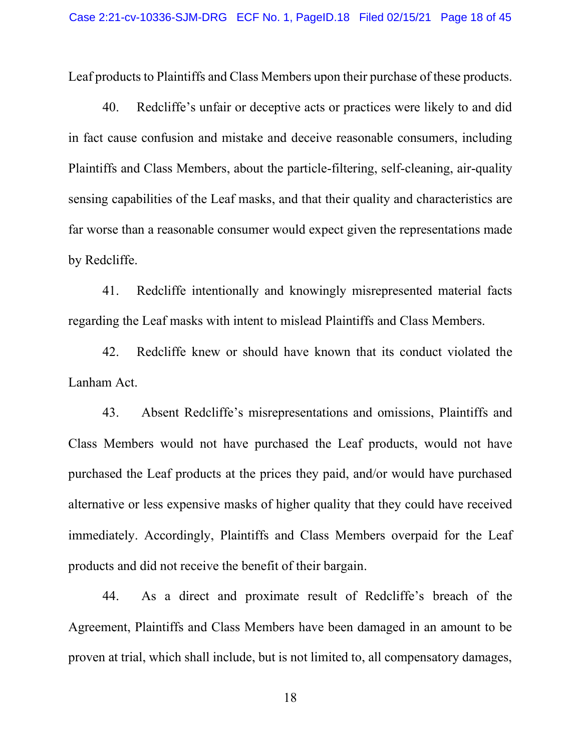Leaf products to Plaintiffs and Class Members upon their purchase of these products.

40. Redcliffe's unfair or deceptive acts or practices were likely to and did in fact cause confusion and mistake and deceive reasonable consumers, including Plaintiffs and Class Members, about the particle-filtering, self-cleaning, air-quality sensing capabilities of the Leaf masks, and that their quality and characteristics are far worse than a reasonable consumer would expect given the representations made by Redcliffe.

41. Redcliffe intentionally and knowingly misrepresented material facts regarding the Leaf masks with intent to mislead Plaintiffs and Class Members.

42. Redcliffe knew or should have known that its conduct violated the Lanham Act.

43. Absent Redcliffe's misrepresentations and omissions, Plaintiffs and Class Members would not have purchased the Leaf products, would not have purchased the Leaf products at the prices they paid, and/or would have purchased alternative or less expensive masks of higher quality that they could have received immediately. Accordingly, Plaintiffs and Class Members overpaid for the Leaf products and did not receive the benefit of their bargain.

44. As a direct and proximate result of Redcliffe's breach of the Agreement, Plaintiffs and Class Members have been damaged in an amount to be proven at trial, which shall include, but is not limited to, all compensatory damages,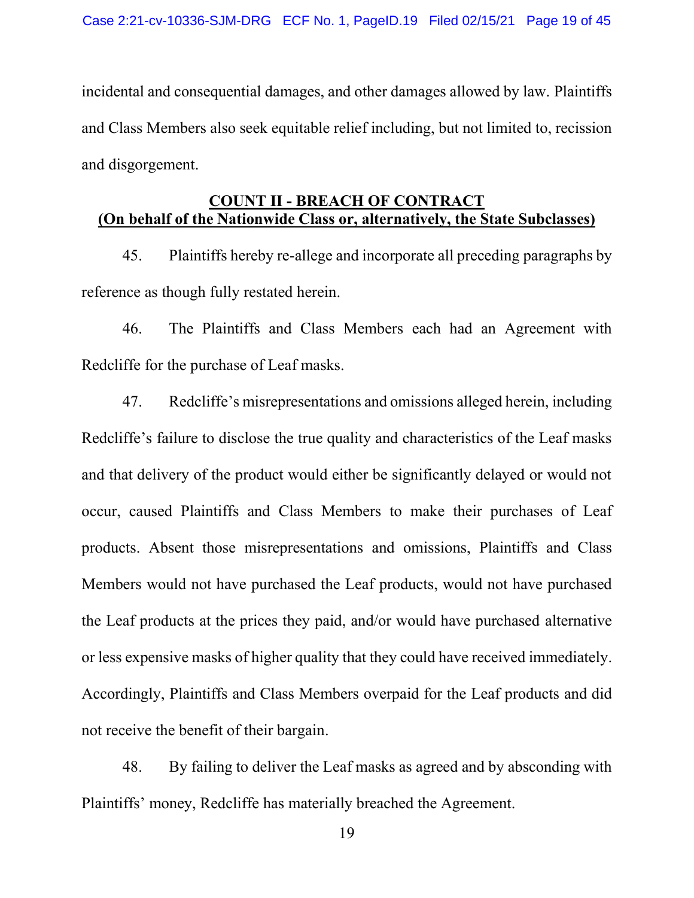incidental and consequential damages, and other damages allowed by law. Plaintiffs and Class Members also seek equitable relief including, but not limited to, recission and disgorgement.

**COUNT II - BREACH OF CONTRACT**
**(On behalf of the Nationwide Class or, alternatively, the State Subclasses)**

45. Plaintiffs hereby re-allege and incorporate all preceding paragraphs by reference as though fully restated herein.

46. The Plaintiffs and Class Members each had an Agreement with Redcliffe for the purchase of Leaf masks.

47. Redcliffe's misrepresentations and omissions alleged herein, including Redcliffe's failure to disclose the true quality and characteristics of the Leaf masks and that delivery of the product would either be significantly delayed or would not occur, caused Plaintiffs and Class Members to make their purchases of Leaf products. Absent those misrepresentations and omissions, Plaintiffs and Class Members would not have purchased the Leaf products, would not have purchased the Leaf products at the prices they paid, and/or would have purchased alternative or less expensive masks of higher quality that they could have received immediately. Accordingly, Plaintiffs and Class Members overpaid for the Leaf products and did not receive the benefit of their bargain.

48. By failing to deliver the Leaf masks as agreed and by absconding with Plaintiffs' money, Redcliffe has materially breached the Agreement.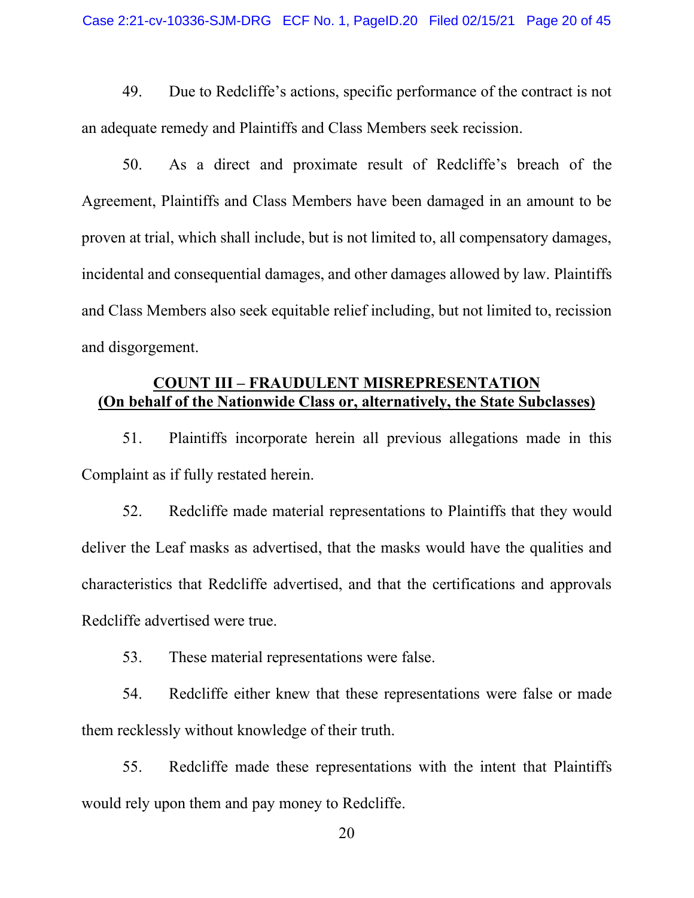49. Due to Redcliffe's actions, specific performance of the contract is not an adequate remedy and Plaintiffs and Class Members seek recission.

50. As a direct and proximate result of Redcliffe's breach of the Agreement, Plaintiffs and Class Members have been damaged in an amount to be proven at trial, which shall include, but is not limited to, all compensatory damages, incidental and consequential damages, and other damages allowed by law. Plaintiffs and Class Members also seek equitable relief including, but not limited to, recission and disgorgement.

## COUNT III – FRAUDULENT MISREPRESENTATION
## (On behalf of the Nationwide Class or, alternatively, the State Subclasses)

51. Plaintiffs incorporate herein all previous allegations made in this Complaint as if fully restated herein.

52. Redcliffe made material representations to Plaintiffs that they would deliver the Leaf masks as advertised, that the masks would have the qualities and characteristics that Redcliffe advertised, and that the certifications and approvals Redcliffe advertised were true.

53. These material representations were false.

54. Redcliffe either knew that these representations were false or made them recklessly without knowledge of their truth.

55. Redcliffe made these representations with the intent that Plaintiffs would rely upon them and pay money to Redcliffe.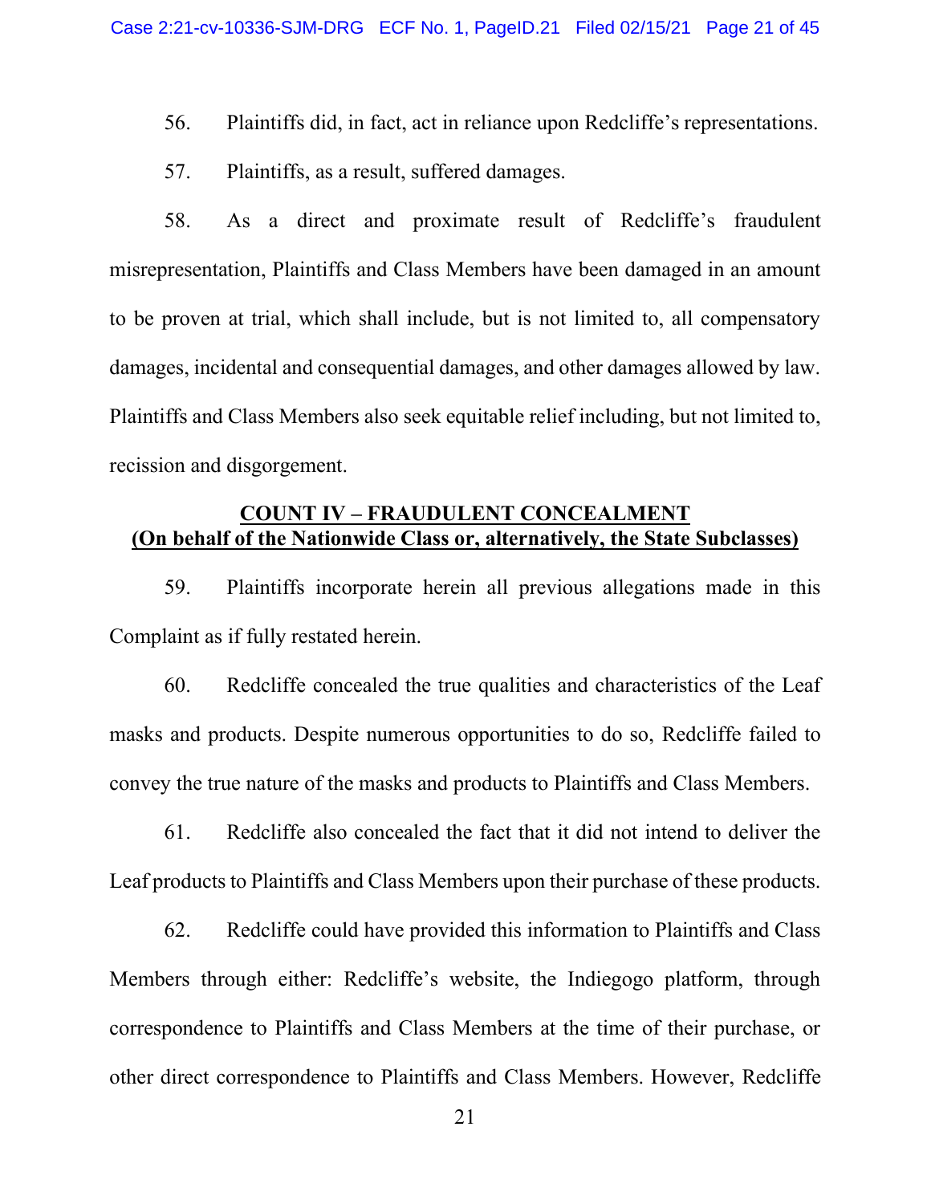56. Plaintiffs did, in fact, act in reliance upon Redcliffe's representations.

57. Plaintiffs, as a result, suffered damages.

58. As a direct and proximate result of Redcliffe's fraudulent misrepresentation, Plaintiffs and Class Members have been damaged in an amount to be proven at trial, which shall include, but is not limited to, all compensatory damages, incidental and consequential damages, and other damages allowed by law. Plaintiffs and Class Members also seek equitable relief including, but not limited to, recission and disgorgement.

**COUNT IV – FRAUDULENT CONCEALMENT**
**(On behalf of the Nationwide Class or, alternatively, the State Subclasses)**

59. Plaintiffs incorporate herein all previous allegations made in this Complaint as if fully restated herein.

60. Redcliffe concealed the true qualities and characteristics of the Leaf masks and products. Despite numerous opportunities to do so, Redcliffe failed to convey the true nature of the masks and products to Plaintiffs and Class Members.

61. Redcliffe also concealed the fact that it did not intend to deliver the Leaf products to Plaintiffs and Class Members upon their purchase of these products.

62. Redcliffe could have provided this information to Plaintiffs and Class Members through either: Redcliffe's website, the Indiegogo platform, through correspondence to Plaintiffs and Class Members at the time of their purchase, or other direct correspondence to Plaintiffs and Class Members. However, Redcliffe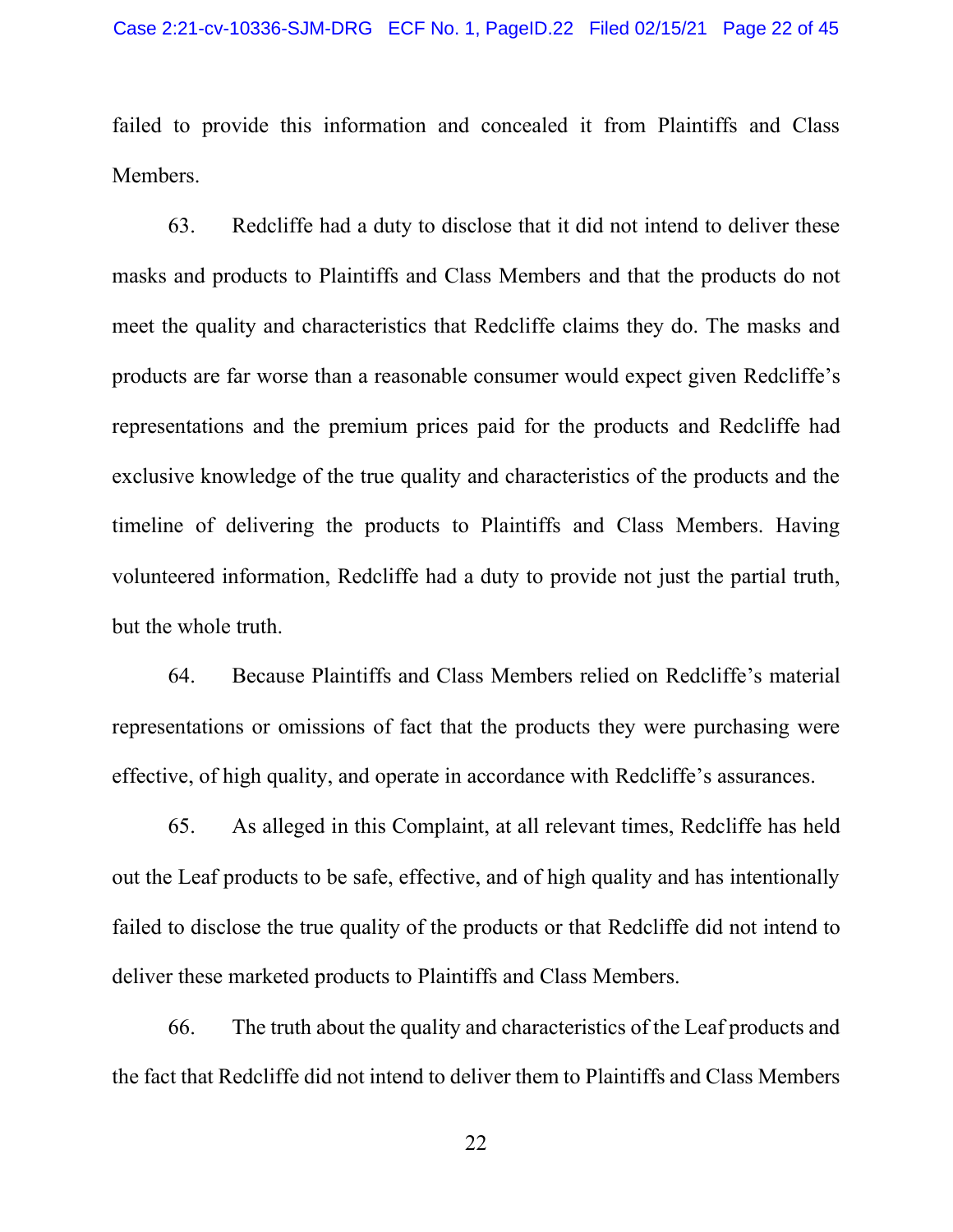failed to provide this information and concealed it from Plaintiffs and Class Members.

63. Redcliffe had a duty to disclose that it did not intend to deliver these masks and products to Plaintiffs and Class Members and that the products do not meet the quality and characteristics that Redcliffe claims they do. The masks and products are far worse than a reasonable consumer would expect given Redcliffe's representations and the premium prices paid for the products and Redcliffe had exclusive knowledge of the true quality and characteristics of the products and the timeline of delivering the products to Plaintiffs and Class Members. Having volunteered information, Redcliffe had a duty to provide not just the partial truth, but the whole truth.

64. Because Plaintiffs and Class Members relied on Redcliffe's material representations or omissions of fact that the products they were purchasing were effective, of high quality, and operate in accordance with Redcliffe's assurances.

65. As alleged in this Complaint, at all relevant times, Redcliffe has held out the Leaf products to be safe, effective, and of high quality and has intentionally failed to disclose the true quality of the products or that Redcliffe did not intend to deliver these marketed products to Plaintiffs and Class Members.

66. The truth about the quality and characteristics of the Leaf products and the fact that Redcliffe did not intend to deliver them to Plaintiffs and Class Members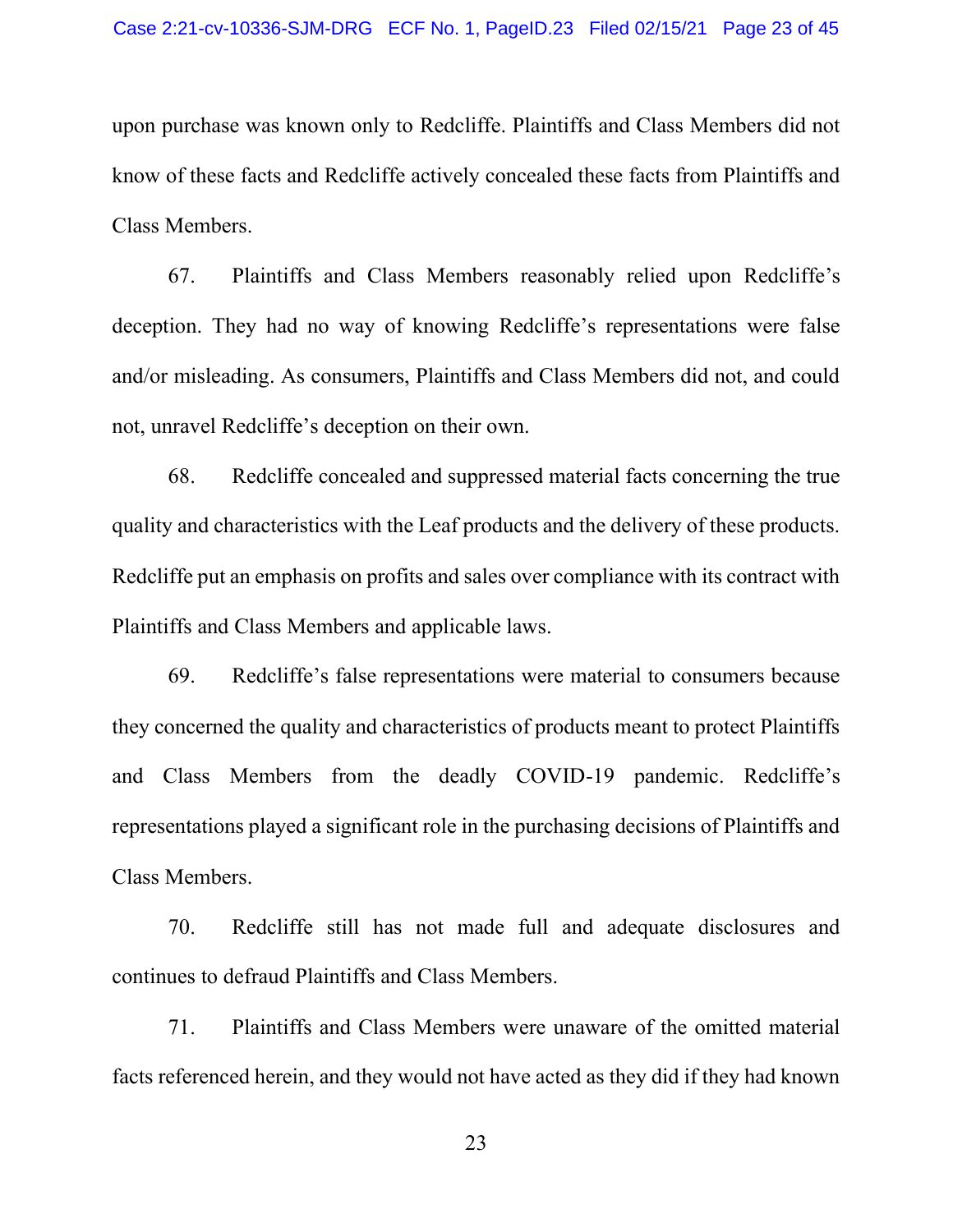upon purchase was known only to Redcliffe. Plaintiffs and Class Members did not know of these facts and Redcliffe actively concealed these facts from Plaintiffs and Class Members.

67. Plaintiffs and Class Members reasonably relied upon Redcliffe's deception. They had no way of knowing Redcliffe's representations were false and/or misleading. As consumers, Plaintiffs and Class Members did not, and could not, unravel Redcliffe's deception on their own.

68. Redcliffe concealed and suppressed material facts concerning the true quality and characteristics with the Leaf products and the delivery of these products. Redcliffe put an emphasis on profits and sales over compliance with its contract with Plaintiffs and Class Members and applicable laws.

69. Redcliffe's false representations were material to consumers because they concerned the quality and characteristics of products meant to protect Plaintiffs and Class Members from the deadly COVID-19 pandemic. Redcliffe's representations played a significant role in the purchasing decisions of Plaintiffs and Class Members.

70. Redcliffe still has not made full and adequate disclosures and continues to defraud Plaintiffs and Class Members.

71. Plaintiffs and Class Members were unaware of the omitted material facts referenced herein, and they would not have acted as they did if they had known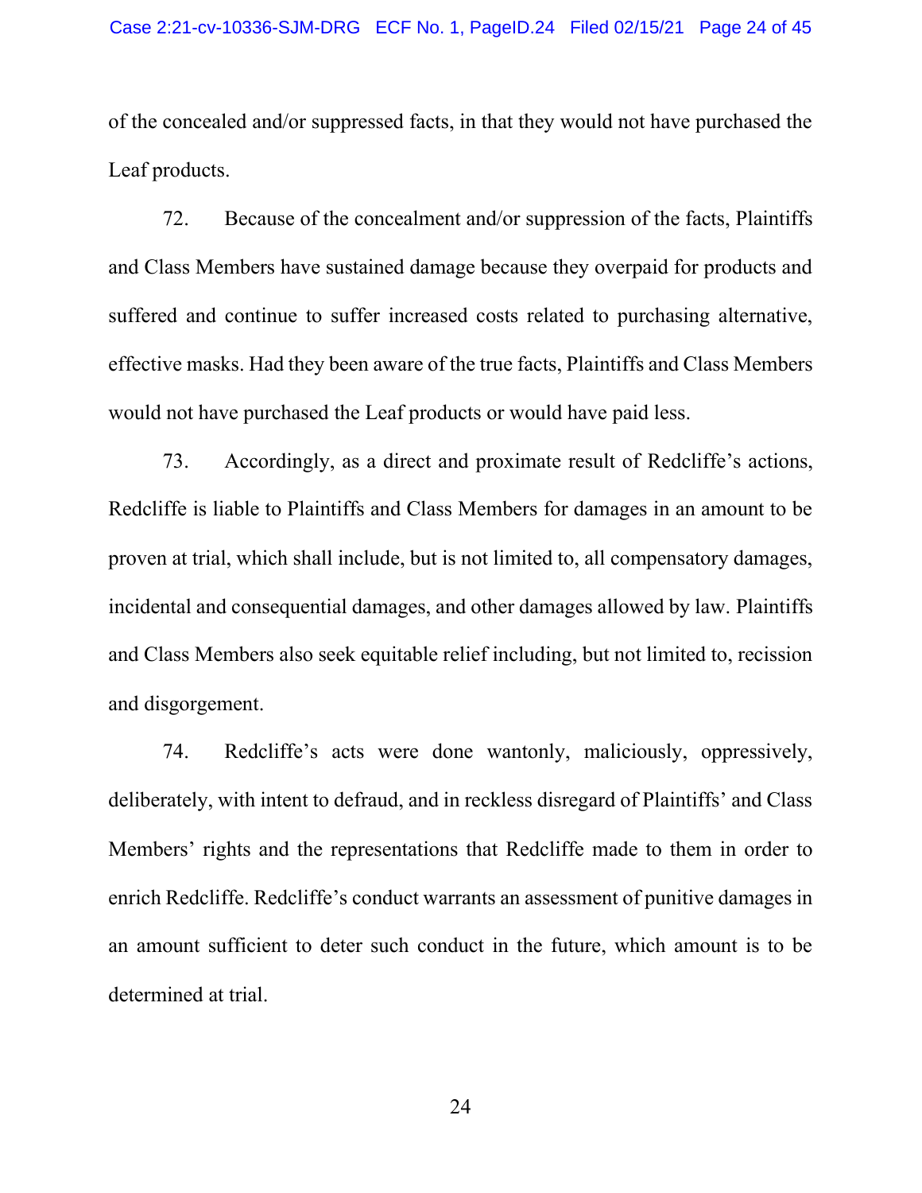of the concealed and/or suppressed facts, in that they would not have purchased the Leaf products.

72. Because of the concealment and/or suppression of the facts, Plaintiffs and Class Members have sustained damage because they overpaid for products and suffered and continue to suffer increased costs related to purchasing alternative, effective masks. Had they been aware of the true facts, Plaintiffs and Class Members would not have purchased the Leaf products or would have paid less.

73. Accordingly, as a direct and proximate result of Redcliffe's actions, Redcliffe is liable to Plaintiffs and Class Members for damages in an amount to be proven at trial, which shall include, but is not limited to, all compensatory damages, incidental and consequential damages, and other damages allowed by law. Plaintiffs and Class Members also seek equitable relief including, but not limited to, recission and disgorgement.

74. Redcliffe's acts were done wantonly, maliciously, oppressively, deliberately, with intent to defraud, and in reckless disregard of Plaintiffs' and Class Members' rights and the representations that Redcliffe made to them in order to enrich Redcliffe. Redcliffe's conduct warrants an assessment of punitive damages in an amount sufficient to deter such conduct in the future, which amount is to be determined at trial.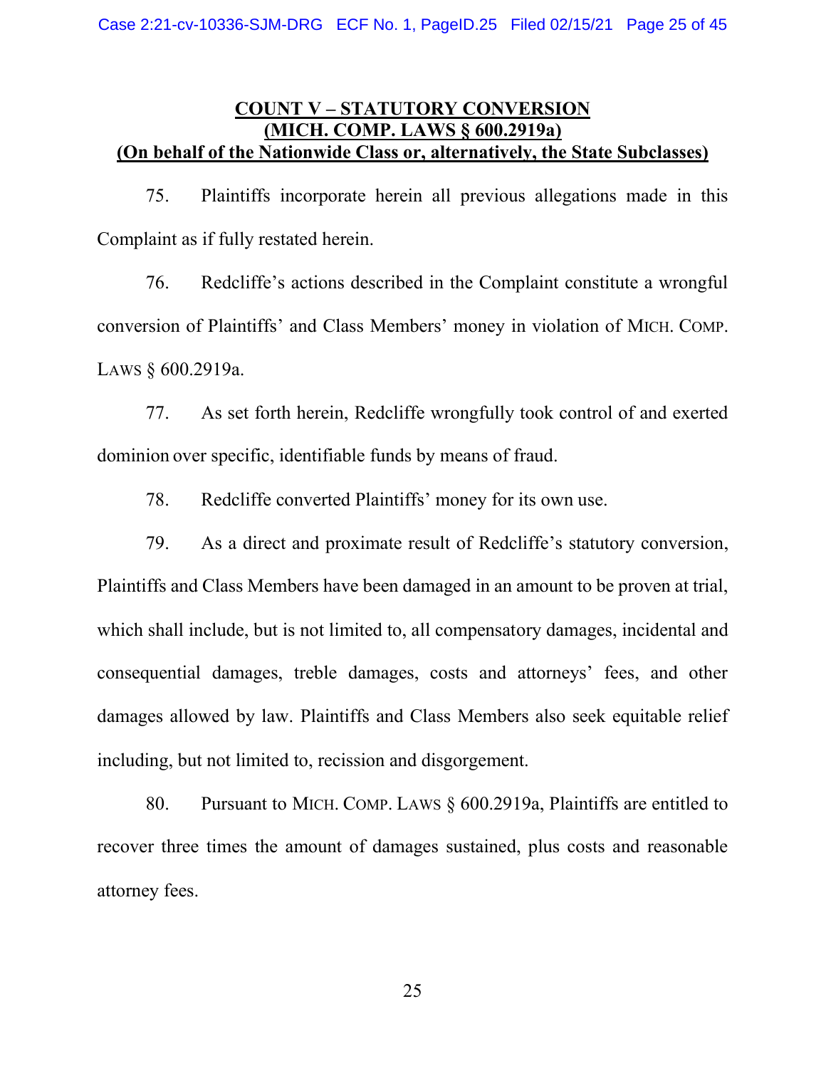## COUNT V – STATUTORY CONVERSION
## (MICH. COMP. LAWS § 600.2919a)
## (On behalf of the Nationwide Class or, alternatively, the State Subclasses)

75. Plaintiffs incorporate herein all previous allegations made in this Complaint as if fully restated herein.

76. Redcliffe's actions described in the Complaint constitute a wrongful conversion of Plaintiffs' and Class Members' money in violation of MICH. COMP. LAWS § 600.2919a.

77. As set forth herein, Redcliffe wrongfully took control of and exerted dominion over specific, identifiable funds by means of fraud.

78. Redcliffe converted Plaintiffs' money for its own use.

79. As a direct and proximate result of Redcliffe's statutory conversion, Plaintiffs and Class Members have been damaged in an amount to be proven at trial, which shall include, but is not limited to, all compensatory damages, incidental and consequential damages, treble damages, costs and attorneys' fees, and other damages allowed by law. Plaintiffs and Class Members also seek equitable relief including, but not limited to, recission and disgorgement.

80. Pursuant to MICH. COMP. LAWS § 600.2919a, Plaintiffs are entitled to recover three times the amount of damages sustained, plus costs and reasonable attorney fees.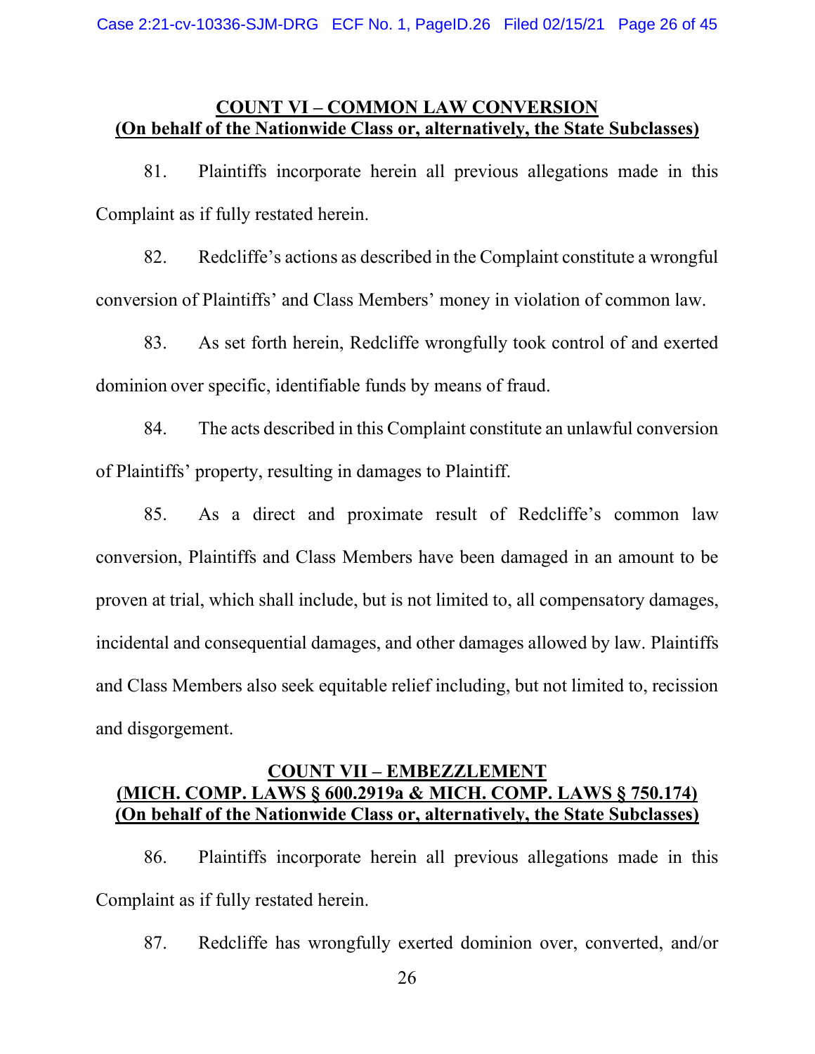## COUNT VI – COMMON LAW CONVERSION
## (On behalf of the Nationwide Class or, alternatively, the State Subclasses)

81. Plaintiffs incorporate herein all previous allegations made in this Complaint as if fully restated herein.

82. Redcliffe's actions as described in the Complaint constitute a wrongful conversion of Plaintiffs' and Class Members' money in violation of common law.

83. As set forth herein, Redcliffe wrongfully took control of and exerted dominion over specific, identifiable funds by means of fraud.

84. The acts described in this Complaint constitute an unlawful conversion of Plaintiffs' property, resulting in damages to Plaintiff.

85. As a direct and proximate result of Redcliffe's common law conversion, Plaintiffs and Class Members have been damaged in an amount to be proven at trial, which shall include, but is not limited to, all compensatory damages, incidental and consequential damages, and other damages allowed by law. Plaintiffs and Class Members also seek equitable relief including, but not limited to, recission and disgorgement.

## COUNT VII – EMBEZZLEMENT
## (MICH. COMP. LAWS § 600.2919a & MICH. COMP. LAWS § 750.174)
## (On behalf of the Nationwide Class or, alternatively, the State Subclasses)

86. Plaintiffs incorporate herein all previous allegations made in this Complaint as if fully restated herein.

87. Redcliffe has wrongfully exerted dominion over, converted, and/or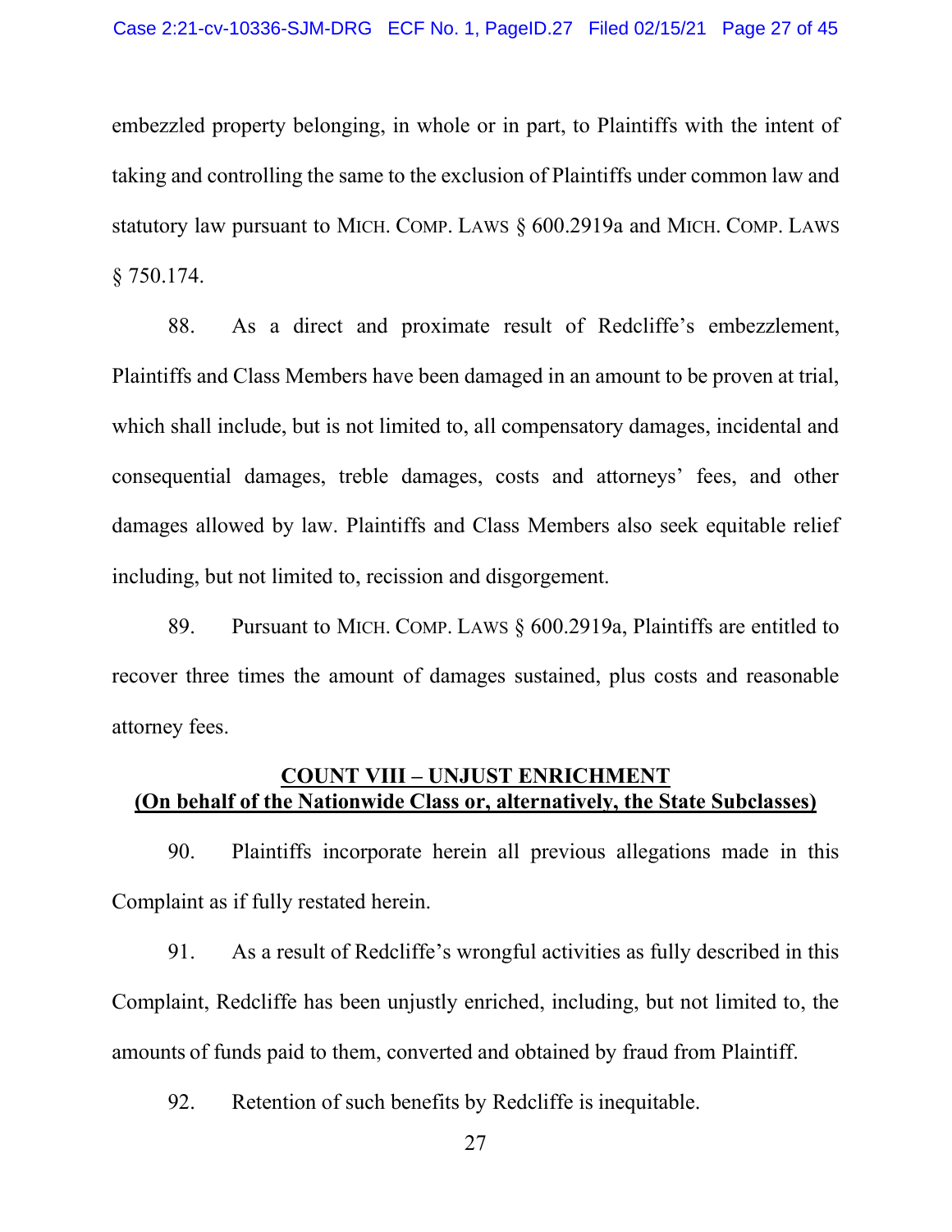embezzled property belonging, in whole or in part, to Plaintiffs with the intent of taking and controlling the same to the exclusion of Plaintiffs under common law and statutory law pursuant to MICH. COMP. LAWS § 600.2919a and MICH. COMP. LAWS § 750.174.

88. As a direct and proximate result of Redcliffe's embezzlement, Plaintiffs and Class Members have been damaged in an amount to be proven at trial, which shall include, but is not limited to, all compensatory damages, incidental and consequential damages, treble damages, costs and attorneys' fees, and other damages allowed by law. Plaintiffs and Class Members also seek equitable relief including, but not limited to, recission and disgorgement.

89. Pursuant to MICH. COMP. LAWS § 600.2919a, Plaintiffs are entitled to recover three times the amount of damages sustained, plus costs and reasonable attorney fees.

## COUNT VIII – UNJUST ENRICHMENT
## (On behalf of the Nationwide Class or, alternatively, the State Subclasses)

90. Plaintiffs incorporate herein all previous allegations made in this Complaint as if fully restated herein.

91. As a result of Redcliffe's wrongful activities as fully described in this Complaint, Redcliffe has been unjustly enriched, including, but not limited to, the amounts of funds paid to them, converted and obtained by fraud from Plaintiff.

92. Retention of such benefits by Redcliffe is inequitable.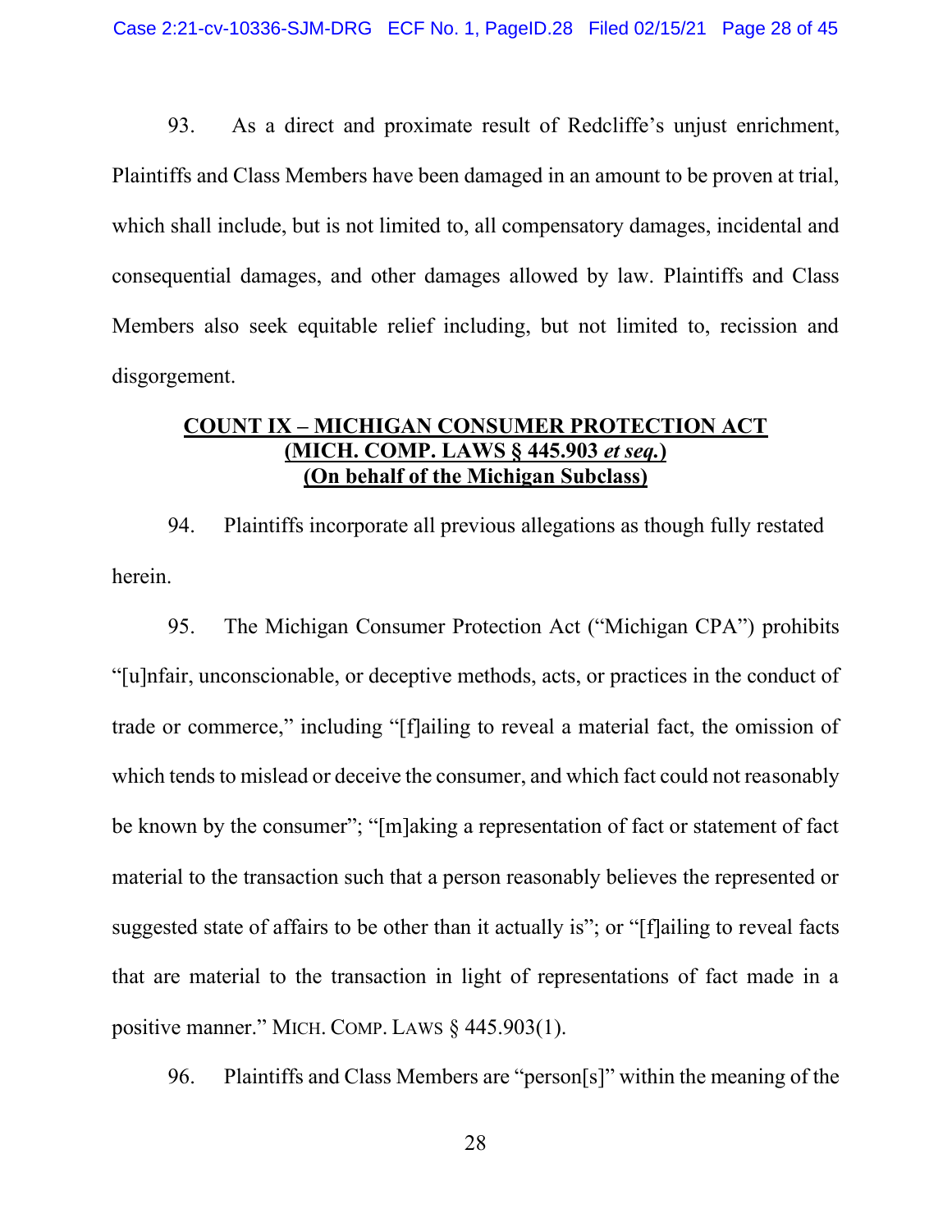93. As a direct and proximate result of Redcliffe's unjust enrichment, Plaintiffs and Class Members have been damaged in an amount to be proven at trial, which shall include, but is not limited to, all compensatory damages, incidental and consequential damages, and other damages allowed by law. Plaintiffs and Class Members also seek equitable relief including, but not limited to, recission and disgorgement.

**COUNT IX – MICHIGAN CONSUMER PROTECTION ACT**
**(MICH. COMP. LAWS § 445.903 *et seq.*)**
**(On behalf of the Michigan Subclass)**

94. Plaintiffs incorporate all previous allegations as though fully restated herein.

95. The Michigan Consumer Protection Act ("Michigan CPA") prohibits "[u]nfair, unconscionable, or deceptive methods, acts, or practices in the conduct of trade or commerce," including "[f]ailing to reveal a material fact, the omission of which tends to mislead or deceive the consumer, and which fact could not reasonably be known by the consumer"; "[m]aking a representation of fact or statement of fact material to the transaction such that a person reasonably believes the represented or suggested state of affairs to be other than it actually is"; or "[f]ailing to reveal facts that are material to the transaction in light of representations of fact made in a positive manner." MICH. COMP. LAWS § 445.903(1).

96. Plaintiffs and Class Members are "person[s]" within the meaning of the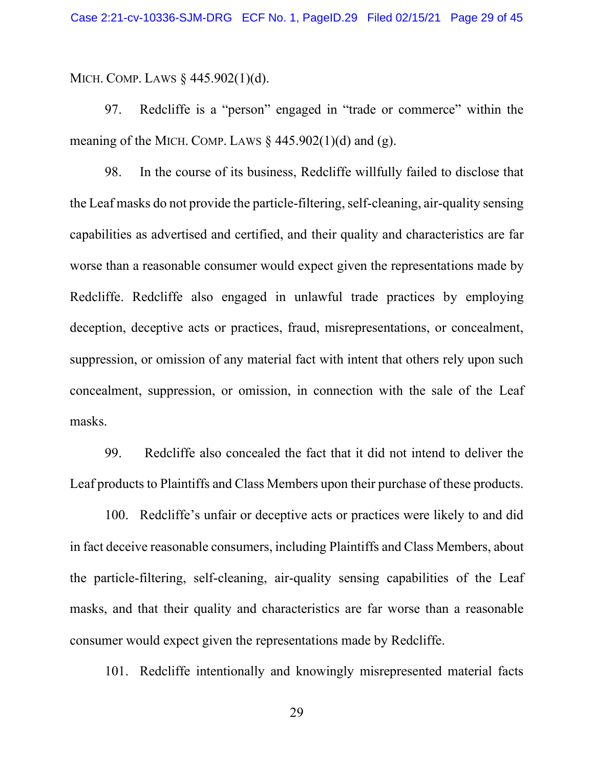MICH. COMP. LAWS § 445.902(1)(d).

97. Redcliffe is a "person" engaged in "trade or commerce" within the meaning of the MICH. COMP. LAWS § 445.902(1)(d) and (g).

98. In the course of its business, Redcliffe willfully failed to disclose that the Leaf masks do not provide the particle-filtering, self-cleaning, air-quality sensing capabilities as advertised and certified, and their quality and characteristics are far worse than a reasonable consumer would expect given the representations made by Redcliffe. Redcliffe also engaged in unlawful trade practices by employing deception, deceptive acts or practices, fraud, misrepresentations, or concealment, suppression, or omission of any material fact with intent that others rely upon such concealment, suppression, or omission, in connection with the sale of the Leaf masks.

99. Redcliffe also concealed the fact that it did not intend to deliver the Leaf products to Plaintiffs and Class Members upon their purchase of these products.

100. Redcliffe's unfair or deceptive acts or practices were likely to and did in fact deceive reasonable consumers, including Plaintiffs and Class Members, about the particle-filtering, self-cleaning, air-quality sensing capabilities of the Leaf masks, and that their quality and characteristics are far worse than a reasonable consumer would expect given the representations made by Redcliffe.

101. Redcliffe intentionally and knowingly misrepresented material facts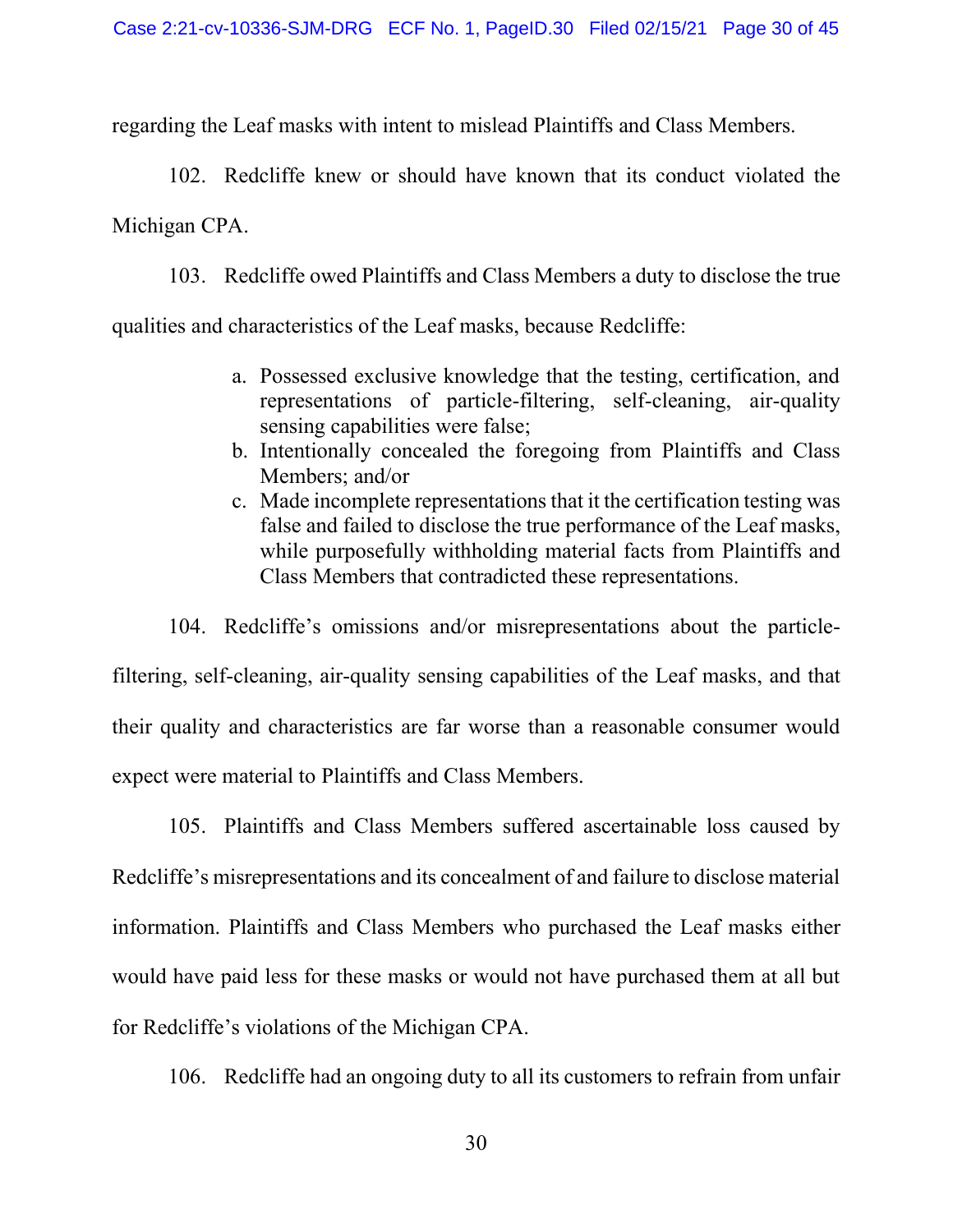regarding the Leaf masks with intent to mislead Plaintiffs and Class Members.

102. Redcliffe knew or should have known that its conduct violated the Michigan CPA.

103. Redcliffe owed Plaintiffs and Class Members a duty to disclose the true qualities and characteristics of the Leaf masks, because Redcliffe:

a. Possessed exclusive knowledge that the testing, certification, and representations of particle-filtering, self-cleaning, air-quality sensing capabilities were false;
b. Intentionally concealed the foregoing from Plaintiffs and Class Members; and/or
c. Made incomplete representations that it the certification testing was false and failed to disclose the true performance of the Leaf masks, while purposefully withholding material facts from Plaintiffs and Class Members that contradicted these representations.

104. Redcliffe's omissions and/or misrepresentations about the particle-filtering, self-cleaning, air-quality sensing capabilities of the Leaf masks, and that their quality and characteristics are far worse than a reasonable consumer would expect were material to Plaintiffs and Class Members.

105. Plaintiffs and Class Members suffered ascertainable loss caused by Redcliffe's misrepresentations and its concealment of and failure to disclose material information. Plaintiffs and Class Members who purchased the Leaf masks either would have paid less for these masks or would not have purchased them at all but for Redcliffe's violations of the Michigan CPA.

106. Redcliffe had an ongoing duty to all its customers to refrain from unfair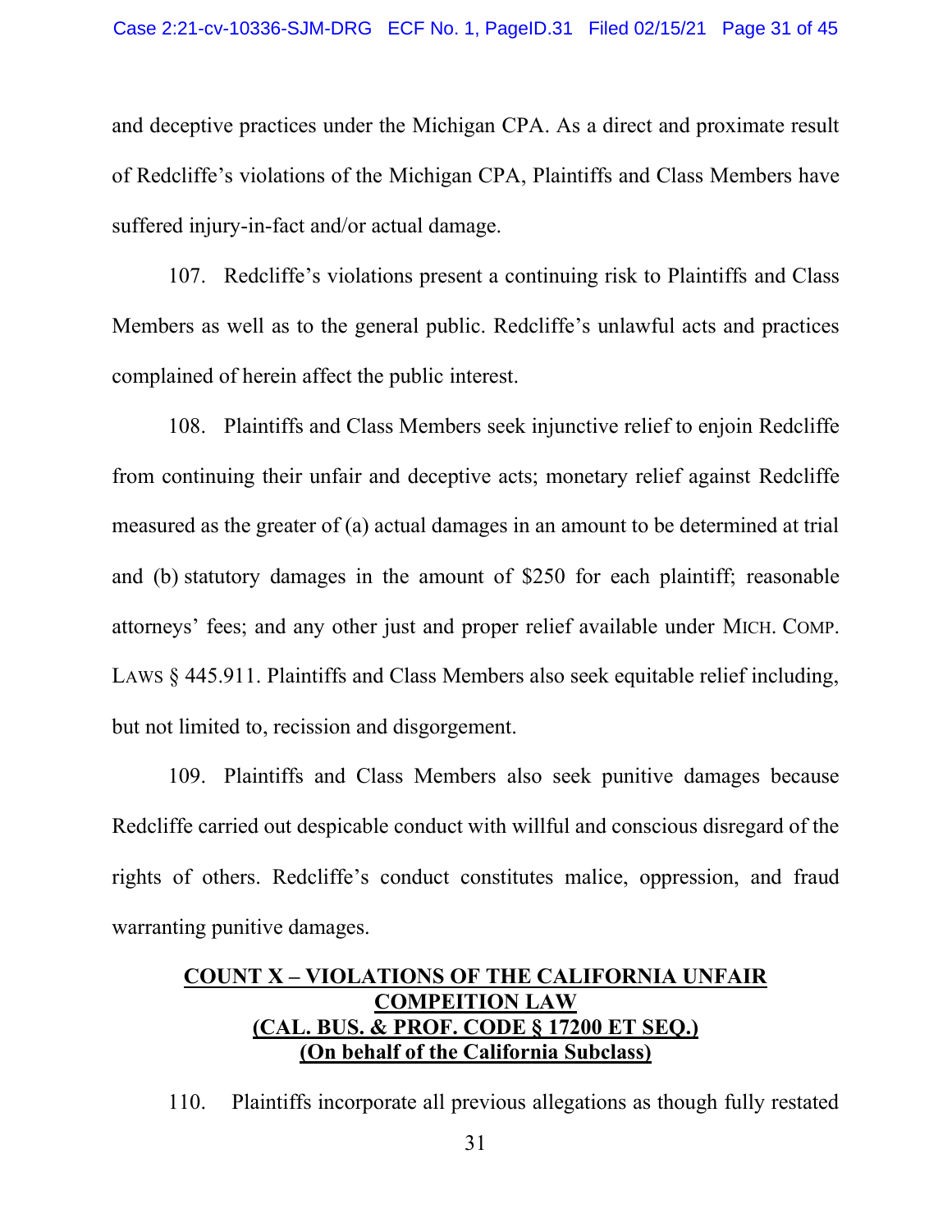and deceptive practices under the Michigan CPA. As a direct and proximate result of Redcliffe's violations of the Michigan CPA, Plaintiffs and Class Members have suffered injury-in-fact and/or actual damage.

107. Redcliffe's violations present a continuing risk to Plaintiffs and Class Members as well as to the general public. Redcliffe's unlawful acts and practices complained of herein affect the public interest.

108. Plaintiffs and Class Members seek injunctive relief to enjoin Redcliffe from continuing their unfair and deceptive acts; monetary relief against Redcliffe measured as the greater of (a) actual damages in an amount to be determined at trial and (b) statutory damages in the amount of $250 for each plaintiff; reasonable attorneys' fees; and any other just and proper relief available under MICH. COMP. LAWS § 445.911. Plaintiffs and Class Members also seek equitable relief including, but not limited to, recission and disgorgement.

109. Plaintiffs and Class Members also seek punitive damages because Redcliffe carried out despicable conduct with willful and conscious disregard of the rights of others. Redcliffe's conduct constitutes malice, oppression, and fraud warranting punitive damages.

## COUNT X – VIOLATIONS OF THE CALIFORNIA UNFAIR COMPEITION LAW (CAL. BUS. & PROF. CODE § 17200 ET SEQ.) (On behalf of the California Subclass)

110. Plaintiffs incorporate all previous allegations as though fully restated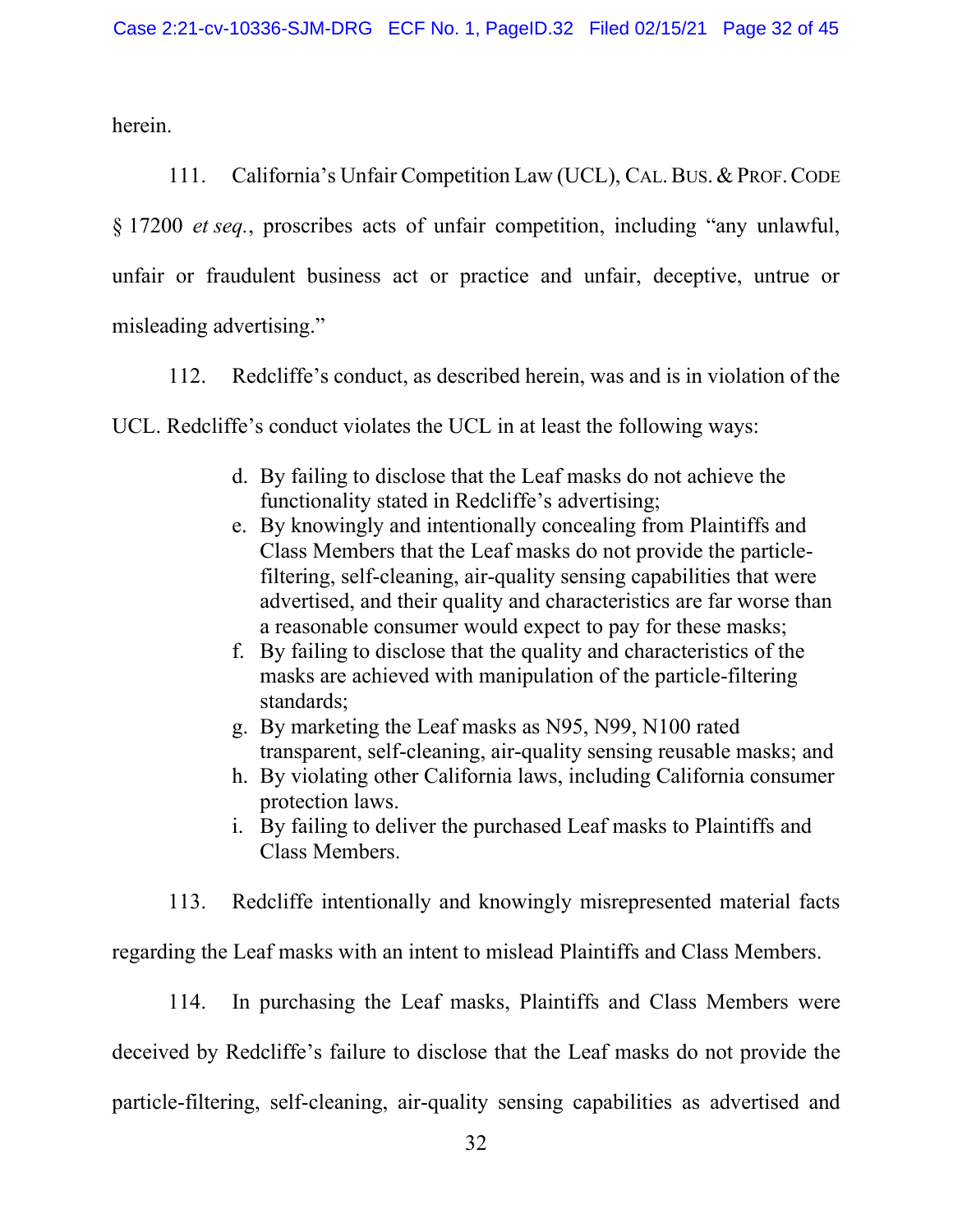herein.

111. California's Unfair Competition Law (UCL), CAL. BUS. & PROF. CODE § 17200 *et seq.*, proscribes acts of unfair competition, including "any unlawful, unfair or fraudulent business act or practice and unfair, deceptive, untrue or misleading advertising."

112. Redcliffe's conduct, as described herein, was and is in violation of the UCL. Redcliffe's conduct violates the UCL in at least the following ways:

d. By failing to disclose that the Leaf masks do not achieve the functionality stated in Redcliffe's advertising;
e. By knowingly and intentionally concealing from Plaintiffs and Class Members that the Leaf masks do not provide the particle-filtering, self-cleaning, air-quality sensing capabilities that were advertised, and their quality and characteristics are far worse than a reasonable consumer would expect to pay for these masks;
f. By failing to disclose that the quality and characteristics of the masks are achieved with manipulation of the particle-filtering standards;
g. By marketing the Leaf masks as N95, N99, N100 rated transparent, self-cleaning, air-quality sensing reusable masks; and
h. By violating other California laws, including California consumer protection laws.
i. By failing to deliver the purchased Leaf masks to Plaintiffs and Class Members.

113. Redcliffe intentionally and knowingly misrepresented material facts regarding the Leaf masks with an intent to mislead Plaintiffs and Class Members.

114. In purchasing the Leaf masks, Plaintiffs and Class Members were deceived by Redcliffe's failure to disclose that the Leaf masks do not provide the particle-filtering, self-cleaning, air-quality sensing capabilities as advertised and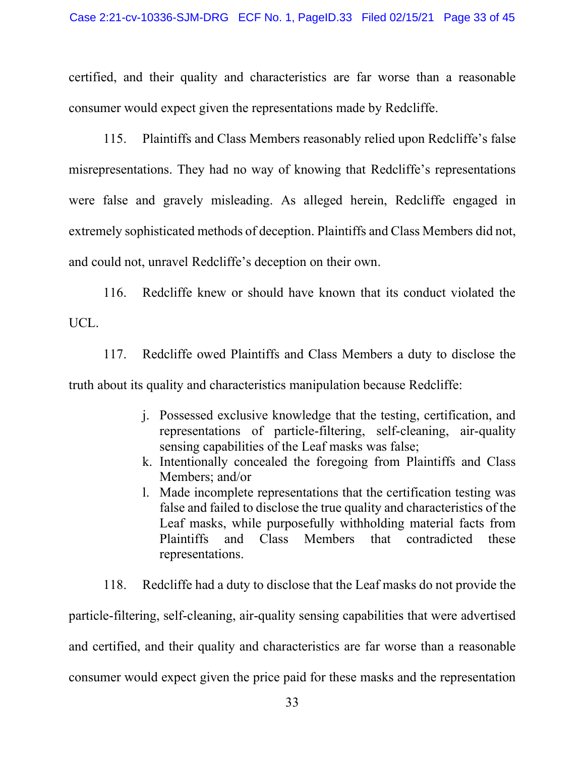certified, and their quality and characteristics are far worse than a reasonable consumer would expect given the representations made by Redcliffe.

115. Plaintiffs and Class Members reasonably relied upon Redcliffe's false misrepresentations. They had no way of knowing that Redcliffe's representations were false and gravely misleading. As alleged herein, Redcliffe engaged in extremely sophisticated methods of deception. Plaintiffs and Class Members did not, and could not, unravel Redcliffe's deception on their own.

116. Redcliffe knew or should have known that its conduct violated the UCL.

117. Redcliffe owed Plaintiffs and Class Members a duty to disclose the truth about its quality and characteristics manipulation because Redcliffe:

j. Possessed exclusive knowledge that the testing, certification, and representations of particle-filtering, self-cleaning, air-quality sensing capabilities of the Leaf masks was false;
k. Intentionally concealed the foregoing from Plaintiffs and Class Members; and/or
l. Made incomplete representations that the certification testing was false and failed to disclose the true quality and characteristics of the Leaf masks, while purposefully withholding material facts from Plaintiffs and Class Members that contradicted these representations.

118. Redcliffe had a duty to disclose that the Leaf masks do not provide the particle-filtering, self-cleaning, air-quality sensing capabilities that were advertised and certified, and their quality and characteristics are far worse than a reasonable consumer would expect given the price paid for these masks and the representation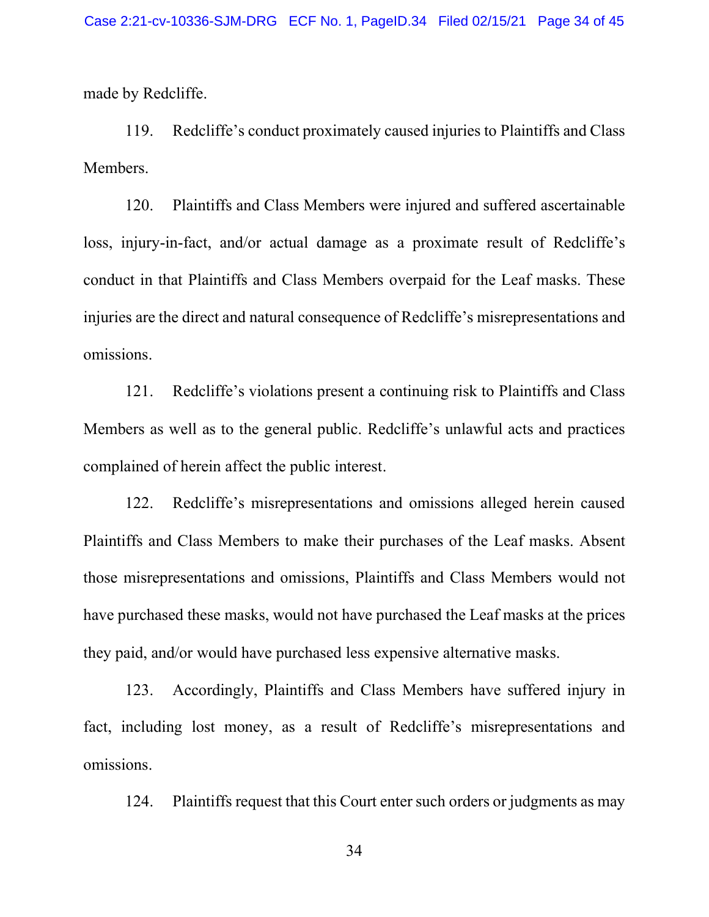made by Redcliffe.

119. Redcliffe's conduct proximately caused injuries to Plaintiffs and Class Members.

120. Plaintiffs and Class Members were injured and suffered ascertainable loss, injury-in-fact, and/or actual damage as a proximate result of Redcliffe's conduct in that Plaintiffs and Class Members overpaid for the Leaf masks. These injuries are the direct and natural consequence of Redcliffe's misrepresentations and omissions.

121. Redcliffe's violations present a continuing risk to Plaintiffs and Class Members as well as to the general public. Redcliffe's unlawful acts and practices complained of herein affect the public interest.

122. Redcliffe's misrepresentations and omissions alleged herein caused Plaintiffs and Class Members to make their purchases of the Leaf masks. Absent those misrepresentations and omissions, Plaintiffs and Class Members would not have purchased these masks, would not have purchased the Leaf masks at the prices they paid, and/or would have purchased less expensive alternative masks.

123. Accordingly, Plaintiffs and Class Members have suffered injury in fact, including lost money, as a result of Redcliffe's misrepresentations and omissions.

124. Plaintiffs request that this Court enter such orders or judgments as may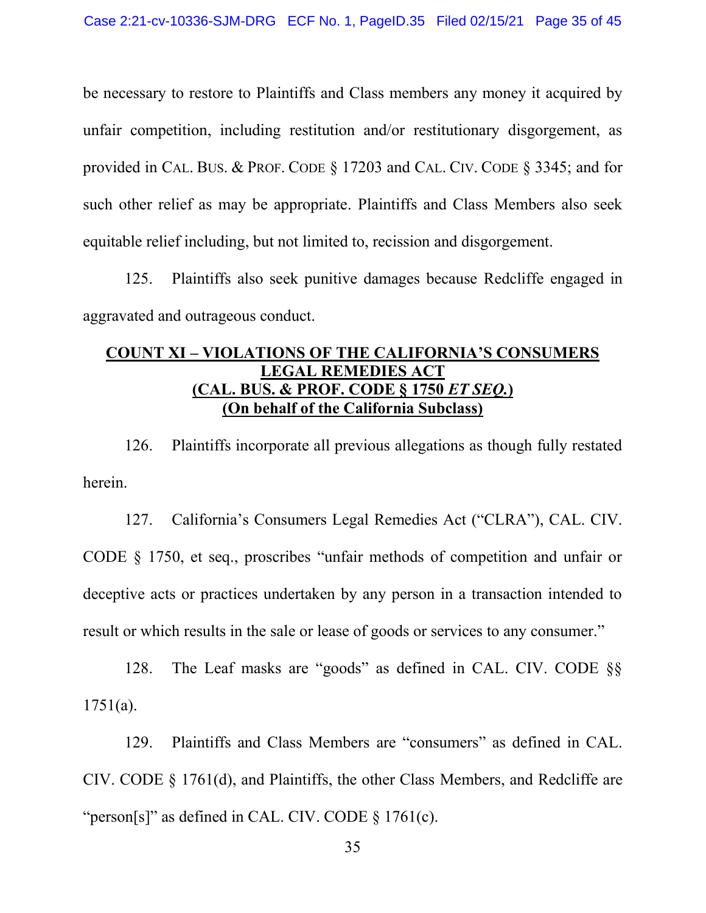be necessary to restore to Plaintiffs and Class members any money it acquired by unfair competition, including restitution and/or restitutionary disgorgement, as provided in CAL. BUS. & PROF. CODE § 17203 and CAL. CIV. CODE § 3345; and for such other relief as may be appropriate. Plaintiffs and Class Members also seek equitable relief including, but not limited to, recission and disgorgement.

125. Plaintiffs also seek punitive damages because Redcliffe engaged in aggravated and outrageous conduct.

## COUNT XI – VIOLATIONS OF THE CALIFORNIA'S CONSUMERS LEGAL REMEDIES ACT (CAL. BUS. & PROF. CODE § 1750 *ET SEQ.*) (On behalf of the California Subclass)

126. Plaintiffs incorporate all previous allegations as though fully restated herein.

127. California's Consumers Legal Remedies Act ("CLRA"), CAL. CIV. CODE § 1750, et seq., proscribes "unfair methods of competition and unfair or deceptive acts or practices undertaken by any person in a transaction intended to result or which results in the sale or lease of goods or services to any consumer."

128. The Leaf masks are "goods" as defined in CAL. CIV. CODE §§ 1751(a).

129. Plaintiffs and Class Members are "consumers" as defined in CAL. CIV. CODE § 1761(d), and Plaintiffs, the other Class Members, and Redcliffe are "person[s]" as defined in CAL. CIV. CODE § 1761(c).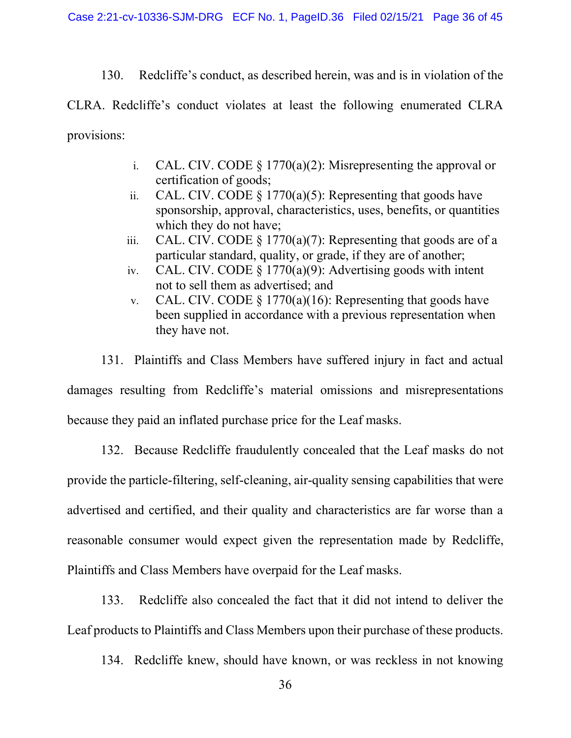130. Redcliffe's conduct, as described herein, was and is in violation of the CLRA. Redcliffe's conduct violates at least the following enumerated CLRA provisions:

i. CAL. CIV. CODE § 1770(a)(2): Misrepresenting the approval or certification of goods;
ii. CAL. CIV. CODE § 1770(a)(5): Representing that goods have sponsorship, approval, characteristics, uses, benefits, or quantities which they do not have;
iii. CAL. CIV. CODE § 1770(a)(7): Representing that goods are of a particular standard, quality, or grade, if they are of another;
iv. CAL. CIV. CODE § 1770(a)(9): Advertising goods with intent not to sell them as advertised; and
v. CAL. CIV. CODE § 1770(a)(16): Representing that goods have been supplied in accordance with a previous representation when they have not.

131. Plaintiffs and Class Members have suffered injury in fact and actual damages resulting from Redcliffe's material omissions and misrepresentations because they paid an inflated purchase price for the Leaf masks.

132. Because Redcliffe fraudulently concealed that the Leaf masks do not provide the particle-filtering, self-cleaning, air-quality sensing capabilities that were advertised and certified, and their quality and characteristics are far worse than a reasonable consumer would expect given the representation made by Redcliffe, Plaintiffs and Class Members have overpaid for the Leaf masks.

133. Redcliffe also concealed the fact that it did not intend to deliver the Leaf products to Plaintiffs and Class Members upon their purchase of these products.

134. Redcliffe knew, should have known, or was reckless in not knowing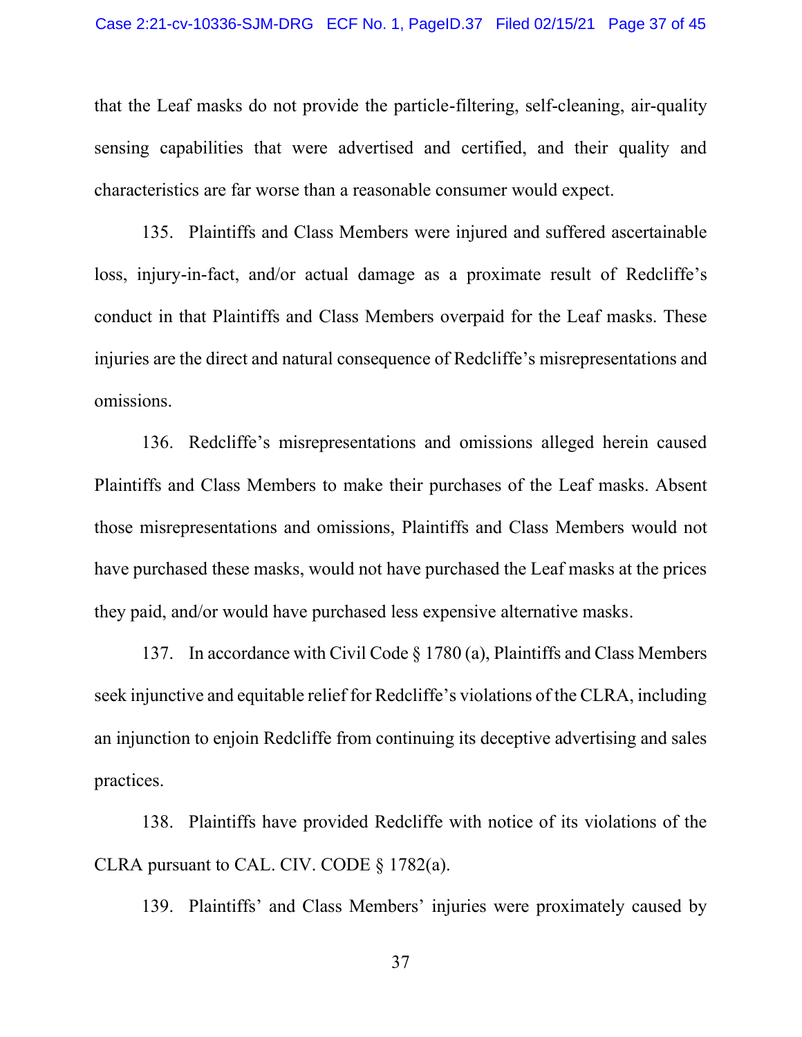that the Leaf masks do not provide the particle-filtering, self-cleaning, air-quality sensing capabilities that were advertised and certified, and their quality and characteristics are far worse than a reasonable consumer would expect.

135. Plaintiffs and Class Members were injured and suffered ascertainable loss, injury-in-fact, and/or actual damage as a proximate result of Redcliffe's conduct in that Plaintiffs and Class Members overpaid for the Leaf masks. These injuries are the direct and natural consequence of Redcliffe's misrepresentations and omissions.

136. Redcliffe's misrepresentations and omissions alleged herein caused Plaintiffs and Class Members to make their purchases of the Leaf masks. Absent those misrepresentations and omissions, Plaintiffs and Class Members would not have purchased these masks, would not have purchased the Leaf masks at the prices they paid, and/or would have purchased less expensive alternative masks.

137. In accordance with Civil Code § 1780 (a), Plaintiffs and Class Members seek injunctive and equitable relief for Redcliffe's violations of the CLRA, including an injunction to enjoin Redcliffe from continuing its deceptive advertising and sales practices.

138. Plaintiffs have provided Redcliffe with notice of its violations of the CLRA pursuant to CAL. CIV. CODE § 1782(a).

139. Plaintiffs' and Class Members' injuries were proximately caused by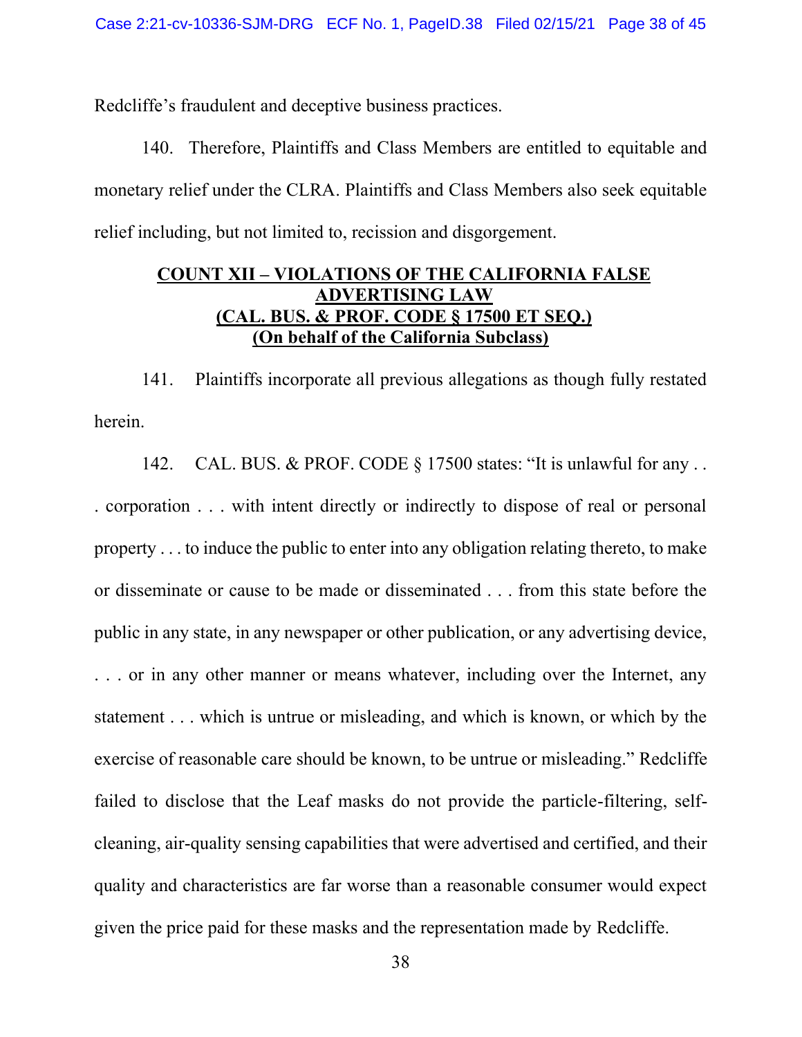Redcliffe's fraudulent and deceptive business practices.

140. Therefore, Plaintiffs and Class Members are entitled to equitable and monetary relief under the CLRA. Plaintiffs and Class Members also seek equitable relief including, but not limited to, recission and disgorgement.

**COUNT XII – VIOLATIONS OF THE CALIFORNIA FALSE ADVERTISING LAW (CAL. BUS. & PROF. CODE § 17500 ET SEQ.) (On behalf of the California Subclass)**

141. Plaintiffs incorporate all previous allegations as though fully restated herein.

142. CAL. BUS. & PROF. CODE § 17500 states: "It is unlawful for any . . . corporation . . . with intent directly or indirectly to dispose of real or personal property . . . to induce the public to enter into any obligation relating thereto, to make or disseminate or cause to be made or disseminated . . . from this state before the public in any state, in any newspaper or other publication, or any advertising device, . . . or in any other manner or means whatever, including over the Internet, any statement . . . which is untrue or misleading, and which is known, or which by the exercise of reasonable care should be known, to be untrue or misleading." Redcliffe failed to disclose that the Leaf masks do not provide the particle-filtering, self-cleaning, air-quality sensing capabilities that were advertised and certified, and their quality and characteristics are far worse than a reasonable consumer would expect given the price paid for these masks and the representation made by Redcliffe.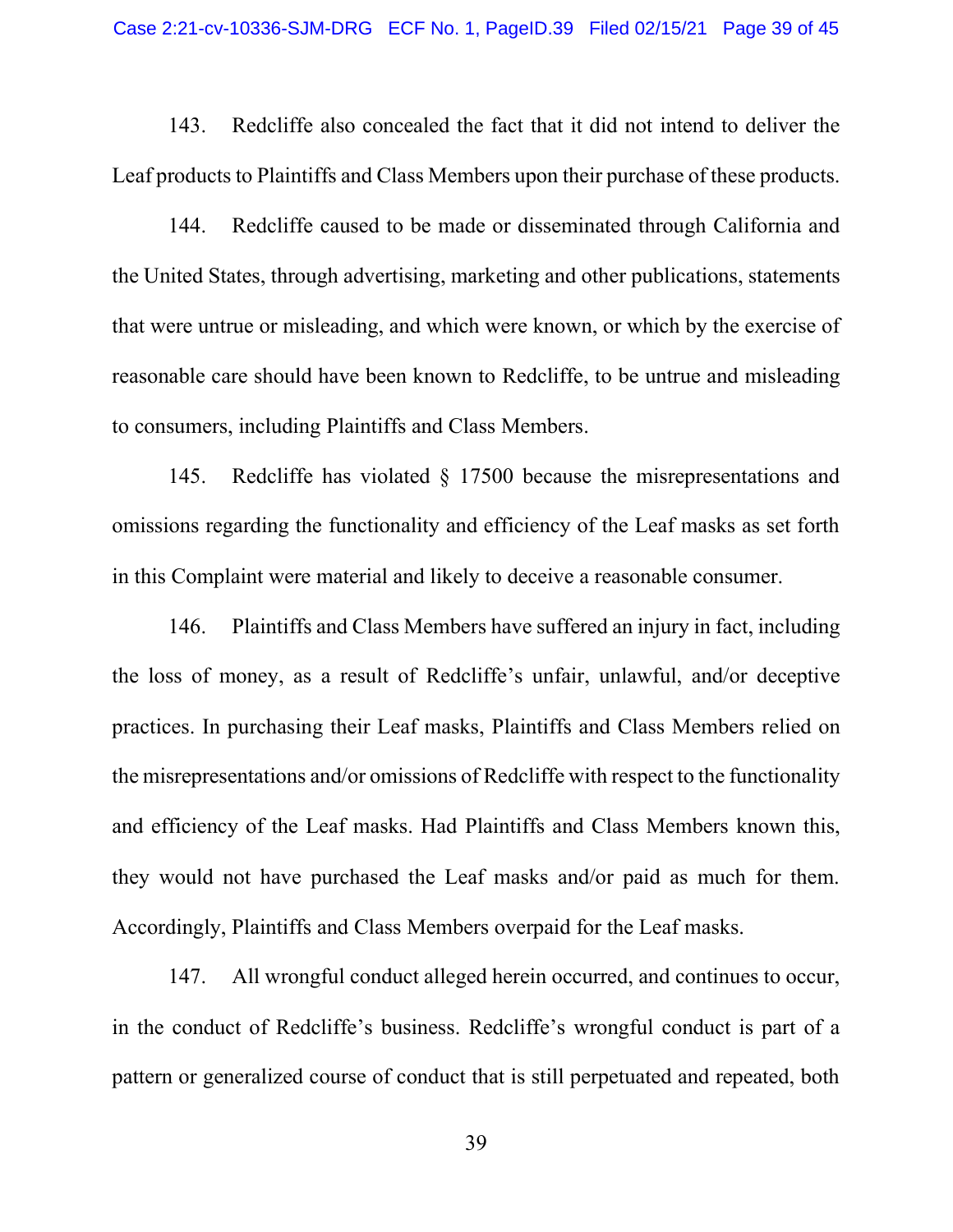143. Redcliffe also concealed the fact that it did not intend to deliver the Leaf products to Plaintiffs and Class Members upon their purchase of these products.

144. Redcliffe caused to be made or disseminated through California and the United States, through advertising, marketing and other publications, statements that were untrue or misleading, and which were known, or which by the exercise of reasonable care should have been known to Redcliffe, to be untrue and misleading to consumers, including Plaintiffs and Class Members.

145. Redcliffe has violated § 17500 because the misrepresentations and omissions regarding the functionality and efficiency of the Leaf masks as set forth in this Complaint were material and likely to deceive a reasonable consumer.

146. Plaintiffs and Class Members have suffered an injury in fact, including the loss of money, as a result of Redcliffe's unfair, unlawful, and/or deceptive practices. In purchasing their Leaf masks, Plaintiffs and Class Members relied on the misrepresentations and/or omissions of Redcliffe with respect to the functionality and efficiency of the Leaf masks. Had Plaintiffs and Class Members known this, they would not have purchased the Leaf masks and/or paid as much for them. Accordingly, Plaintiffs and Class Members overpaid for the Leaf masks.

147. All wrongful conduct alleged herein occurred, and continues to occur, in the conduct of Redcliffe's business. Redcliffe's wrongful conduct is part of a pattern or generalized course of conduct that is still perpetuated and repeated, both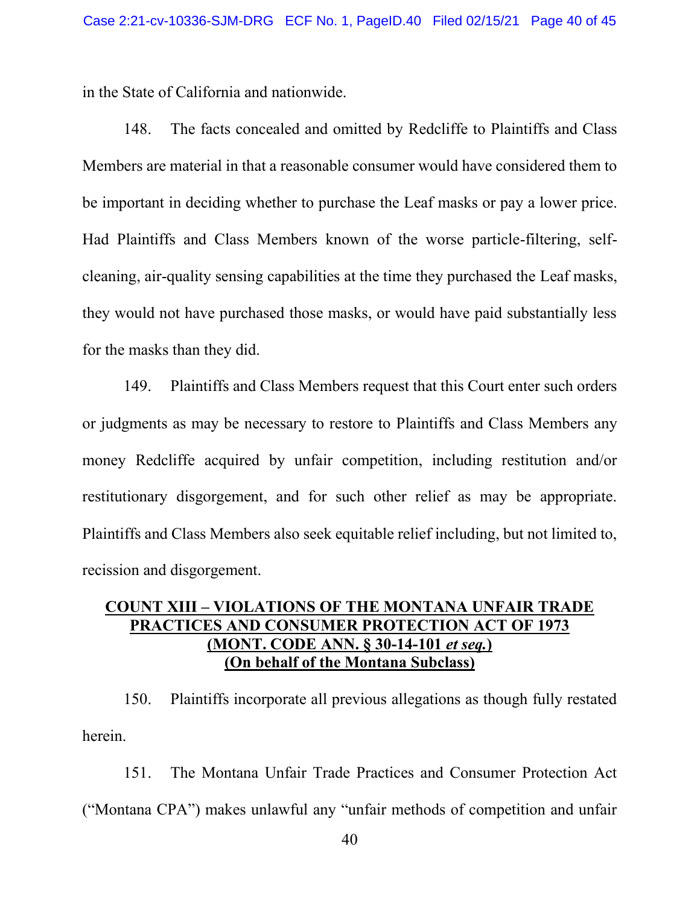in the State of California and nationwide.

148. The facts concealed and omitted by Redcliffe to Plaintiffs and Class Members are material in that a reasonable consumer would have considered them to be important in deciding whether to purchase the Leaf masks or pay a lower price. Had Plaintiffs and Class Members known of the worse particle-filtering, self-cleaning, air-quality sensing capabilities at the time they purchased the Leaf masks, they would not have purchased those masks, or would have paid substantially less for the masks than they did.

149. Plaintiffs and Class Members request that this Court enter such orders or judgments as may be necessary to restore to Plaintiffs and Class Members any money Redcliffe acquired by unfair competition, including restitution and/or restitutionary disgorgement, and for such other relief as may be appropriate. Plaintiffs and Class Members also seek equitable relief including, but not limited to, recission and disgorgement.

## COUNT XIII – VIOLATIONS OF THE MONTANA UNFAIR TRADE PRACTICES AND CONSUMER PROTECTION ACT OF 1973 (MONT. CODE ANN. § 30-14-101 *et seq.*) (On behalf of the Montana Subclass)

150. Plaintiffs incorporate all previous allegations as though fully restated herein.

151. The Montana Unfair Trade Practices and Consumer Protection Act ("Montana CPA") makes unlawful any "unfair methods of competition and unfair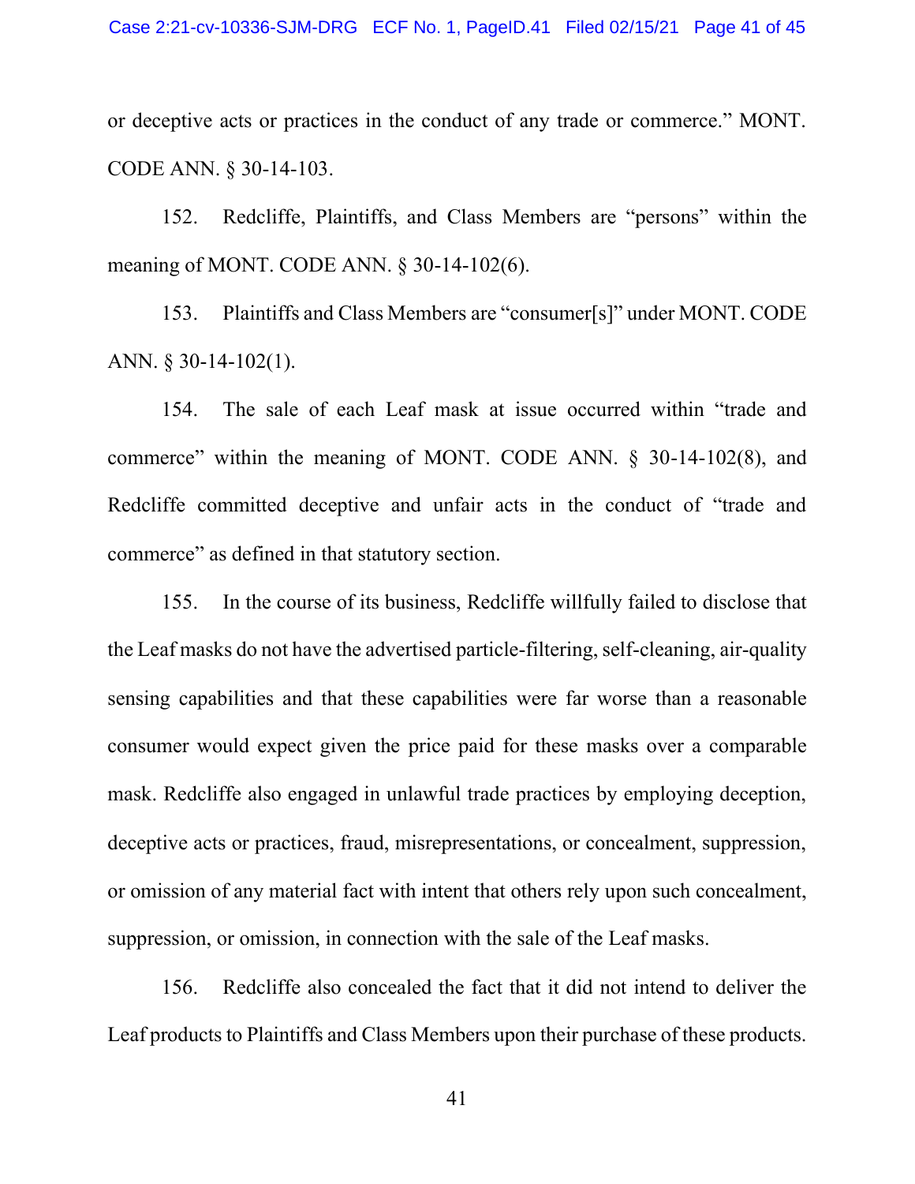or deceptive acts or practices in the conduct of any trade or commerce." MONT. CODE ANN. § 30-14-103.

152. Redcliffe, Plaintiffs, and Class Members are "persons" within the meaning of MONT. CODE ANN. § 30-14-102(6).

153. Plaintiffs and Class Members are "consumer[s]" under MONT. CODE ANN. § 30-14-102(1).

154. The sale of each Leaf mask at issue occurred within "trade and commerce" within the meaning of MONT. CODE ANN. § 30-14-102(8), and Redcliffe committed deceptive and unfair acts in the conduct of "trade and commerce" as defined in that statutory section.

155. In the course of its business, Redcliffe willfully failed to disclose that the Leaf masks do not have the advertised particle-filtering, self-cleaning, air-quality sensing capabilities and that these capabilities were far worse than a reasonable consumer would expect given the price paid for these masks over a comparable mask. Redcliffe also engaged in unlawful trade practices by employing deception, deceptive acts or practices, fraud, misrepresentations, or concealment, suppression, or omission of any material fact with intent that others rely upon such concealment, suppression, or omission, in connection with the sale of the Leaf masks.

156. Redcliffe also concealed the fact that it did not intend to deliver the Leaf products to Plaintiffs and Class Members upon their purchase of these products.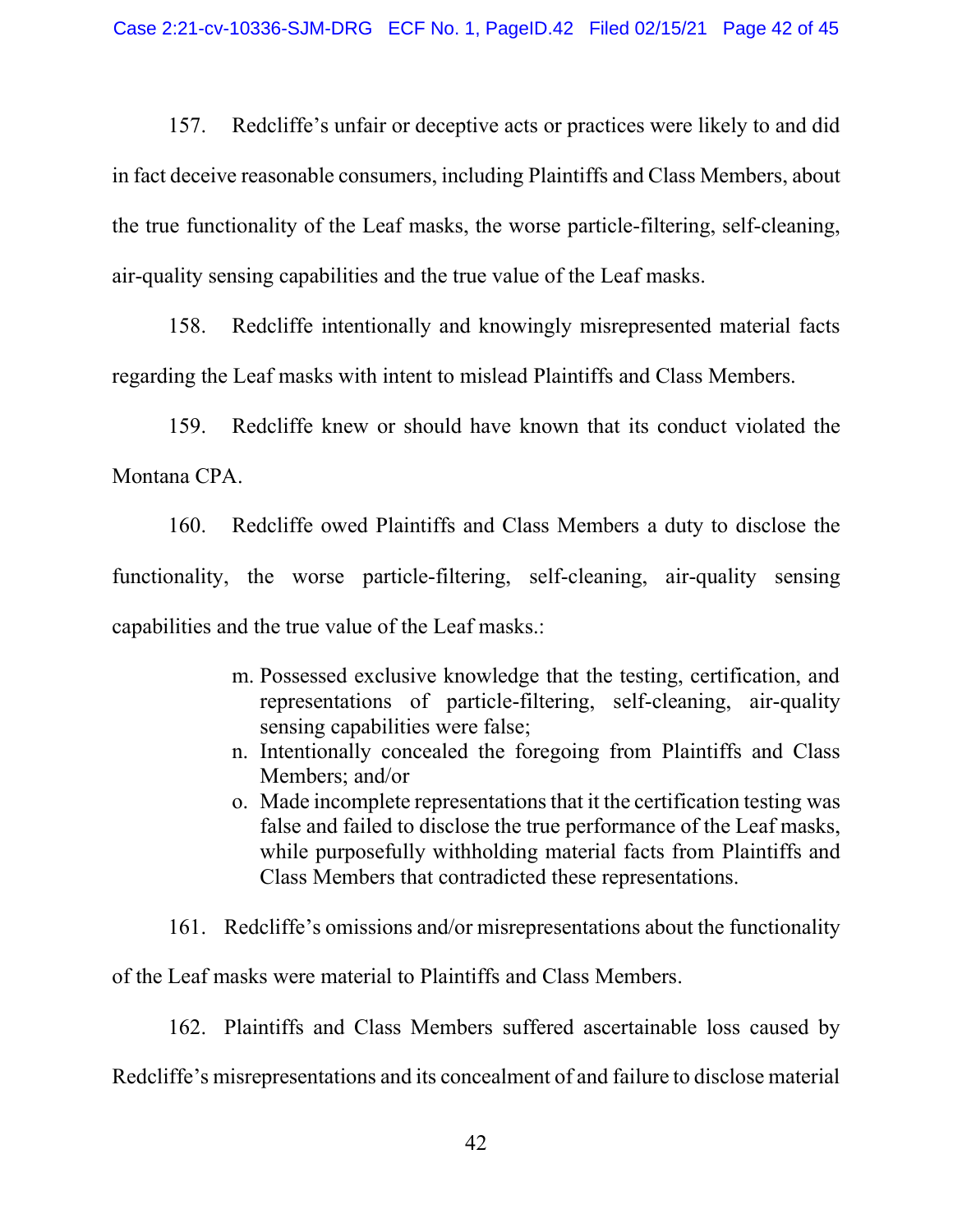157. Redcliffe's unfair or deceptive acts or practices were likely to and did in fact deceive reasonable consumers, including Plaintiffs and Class Members, about the true functionality of the Leaf masks, the worse particle-filtering, self-cleaning, air-quality sensing capabilities and the true value of the Leaf masks.

158. Redcliffe intentionally and knowingly misrepresented material facts regarding the Leaf masks with intent to mislead Plaintiffs and Class Members.

159. Redcliffe knew or should have known that its conduct violated the Montana CPA.

160. Redcliffe owed Plaintiffs and Class Members a duty to disclose the functionality, the worse particle-filtering, self-cleaning, air-quality sensing capabilities and the true value of the Leaf masks.:

> m. Possessed exclusive knowledge that the testing, certification, and representations of particle-filtering, self-cleaning, air-quality sensing capabilities were false;
>
> n. Intentionally concealed the foregoing from Plaintiffs and Class Members; and/or
>
> o. Made incomplete representations that it the certification testing was false and failed to disclose the true performance of the Leaf masks, while purposefully withholding material facts from Plaintiffs and Class Members that contradicted these representations.

161. Redcliffe's omissions and/or misrepresentations about the functionality of the Leaf masks were material to Plaintiffs and Class Members.

162. Plaintiffs and Class Members suffered ascertainable loss caused by Redcliffe's misrepresentations and its concealment of and failure to disclose material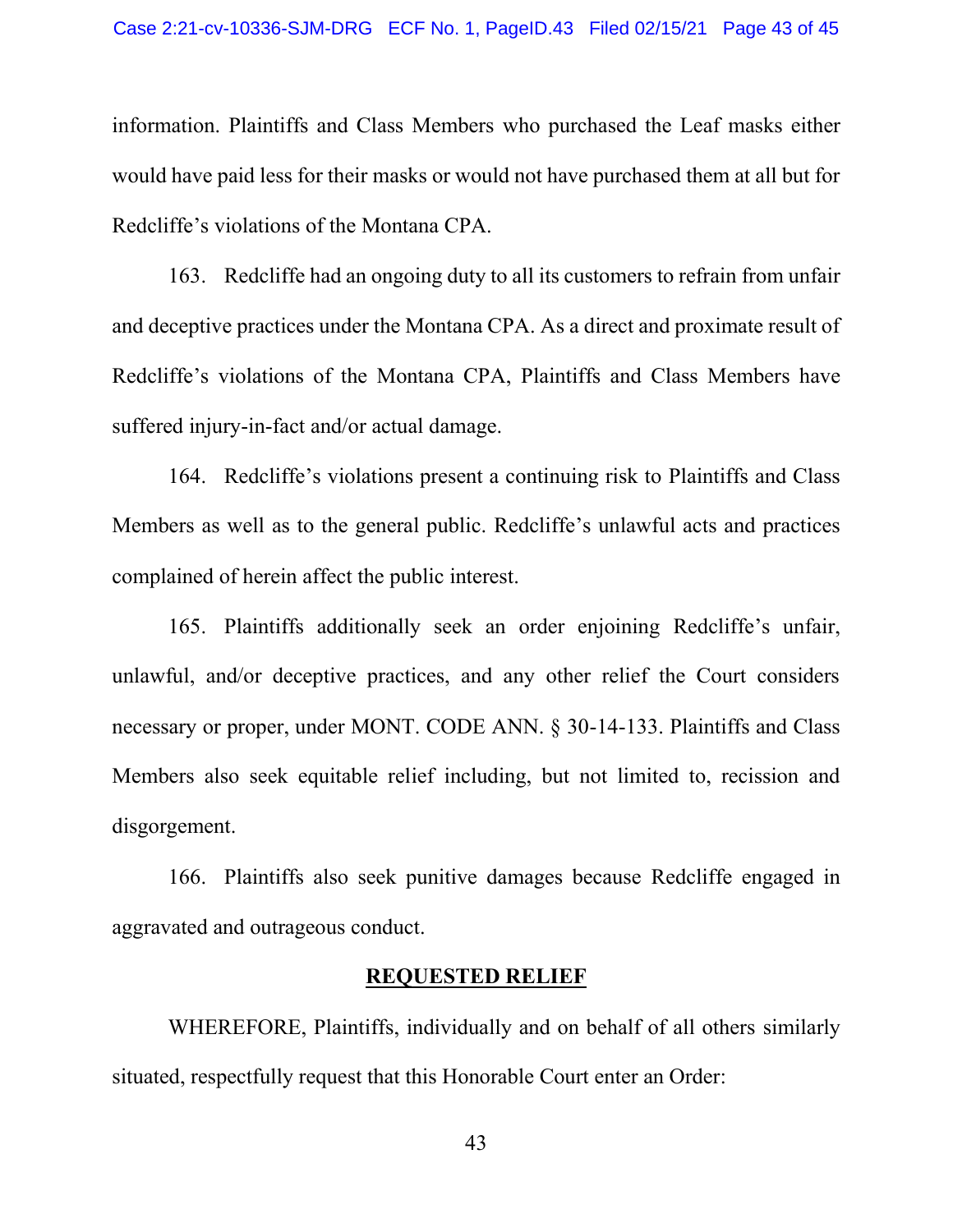information. Plaintiffs and Class Members who purchased the Leaf masks either would have paid less for their masks or would not have purchased them at all but for Redcliffe's violations of the Montana CPA.

163. Redcliffe had an ongoing duty to all its customers to refrain from unfair and deceptive practices under the Montana CPA. As a direct and proximate result of Redcliffe's violations of the Montana CPA, Plaintiffs and Class Members have suffered injury-in-fact and/or actual damage.

164. Redcliffe's violations present a continuing risk to Plaintiffs and Class Members as well as to the general public. Redcliffe's unlawful acts and practices complained of herein affect the public interest.

165. Plaintiffs additionally seek an order enjoining Redcliffe's unfair, unlawful, and/or deceptive practices, and any other relief the Court considers necessary or proper, under MONT. CODE ANN. § 30-14-133. Plaintiffs and Class Members also seek equitable relief including, but not limited to, recission and disgorgement.

166. Plaintiffs also seek punitive damages because Redcliffe engaged in aggravated and outrageous conduct.

## REQUESTED RELIEF

WHEREFORE, Plaintiffs, individually and on behalf of all others similarly situated, respectfully request that this Honorable Court enter an Order: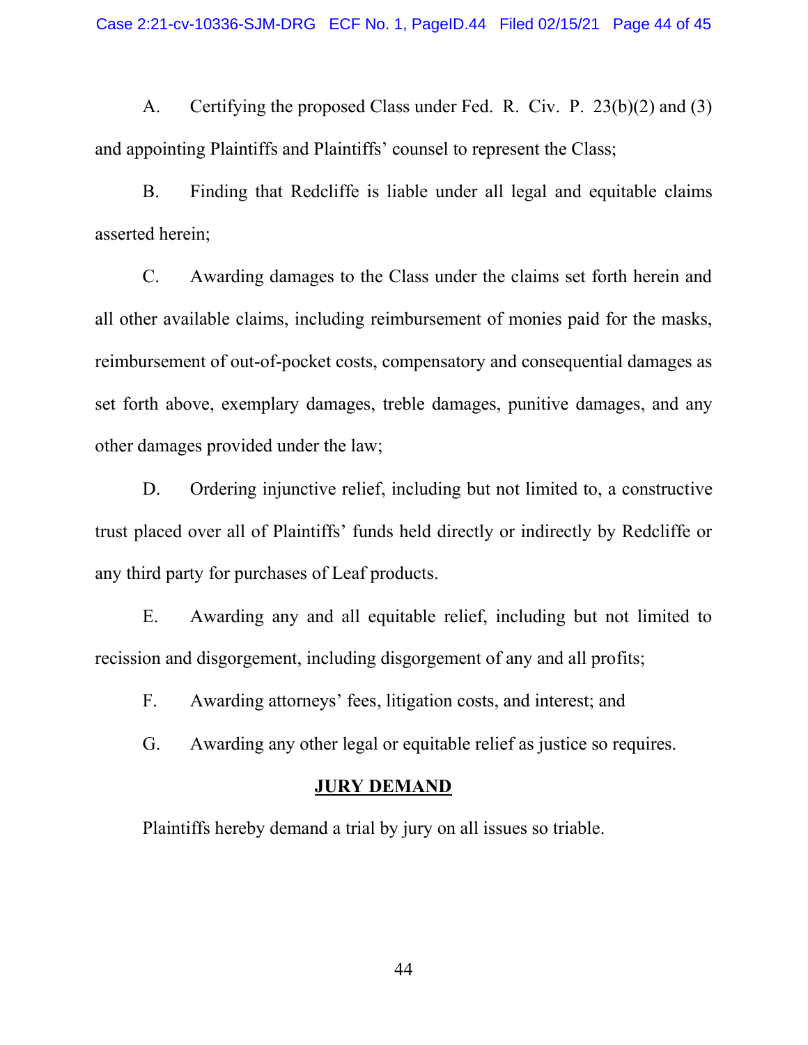A. Certifying the proposed Class under Fed. R. Civ. P. 23(b)(2) and (3) and appointing Plaintiffs and Plaintiffs' counsel to represent the Class;

B. Finding that Redcliffe is liable under all legal and equitable claims asserted herein;

C. Awarding damages to the Class under the claims set forth herein and all other available claims, including reimbursement of monies paid for the masks, reimbursement of out-of-pocket costs, compensatory and consequential damages as set forth above, exemplary damages, treble damages, punitive damages, and any other damages provided under the law;

D. Ordering injunctive relief, including but not limited to, a constructive trust placed over all of Plaintiffs' funds held directly or indirectly by Redcliffe or any third party for purchases of Leaf products.

E. Awarding any and all equitable relief, including but not limited to recission and disgorgement, including disgorgement of any and all profits;

F. Awarding attorneys' fees, litigation costs, and interest; and

G. Awarding any other legal or equitable relief as justice so requires.

**JURY DEMAND**

Plaintiffs hereby demand a trial by jury on all issues so triable.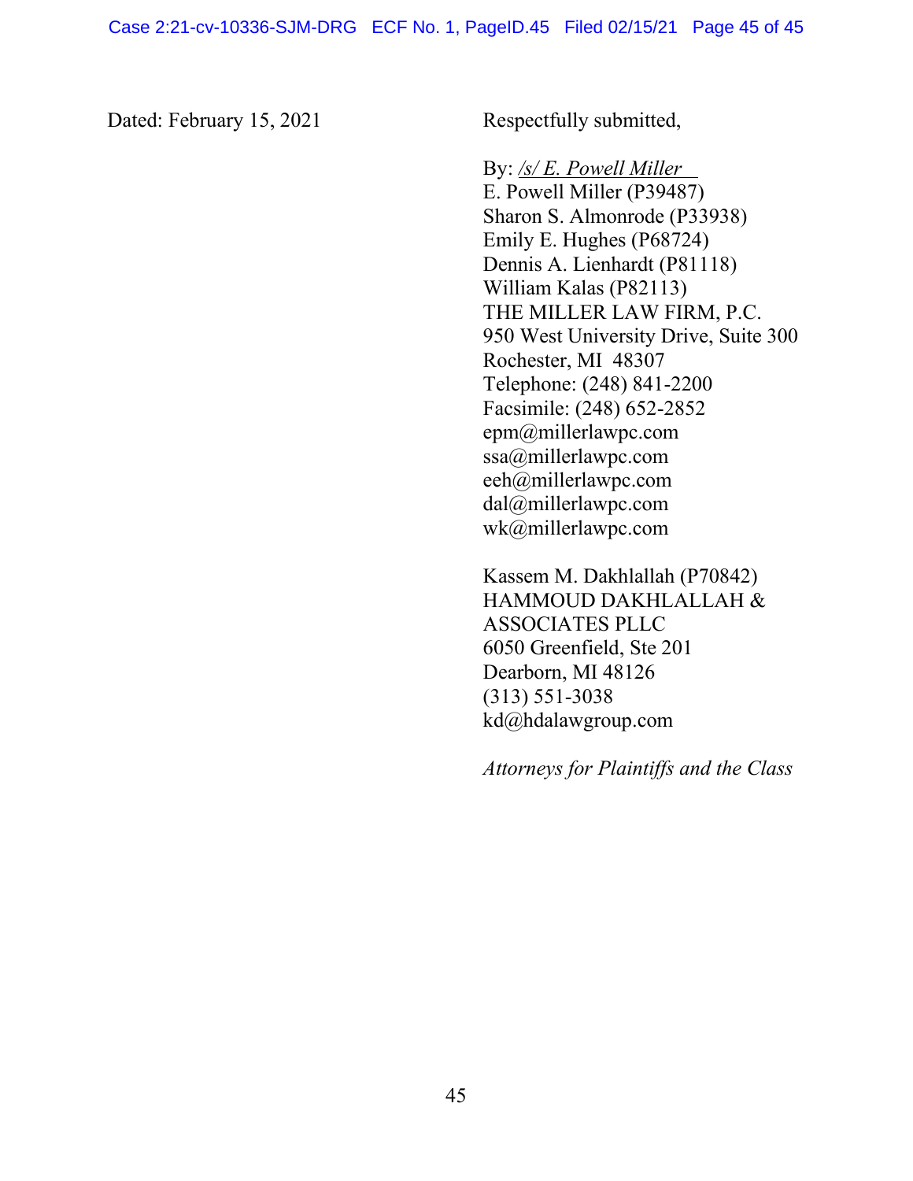Dated: February 15, 2021

Respectfully submitted,

By: */s/ E. Powell Miller*
E. Powell Miller (P39487)
Sharon S. Almonrode (P33938)
Emily E. Hughes (P68724)
Dennis A. Lienhardt (P81118)
William Kalas (P82113)
THE MILLER LAW FIRM, P.C.
950 West University Drive, Suite 300
Rochester, MI 48307
Telephone: (248) 841-2200
Facsimile: (248) 652-2852
epm@millerlawpc.com
ssa@millerlawpc.com
eeh@millerlawpc.com
dal@millerlawpc.com
wk@millerlawpc.com

Kassem M. Dakhlallah (P70842)
HAMMOUD DAKHLALLAH & ASSOCIATES PLLC
6050 Greenfield, Ste 201
Dearborn, MI 48126
(313) 551-3038
kd@hdalawgroup.com

*Attorneys for Plaintiffs and the Class*